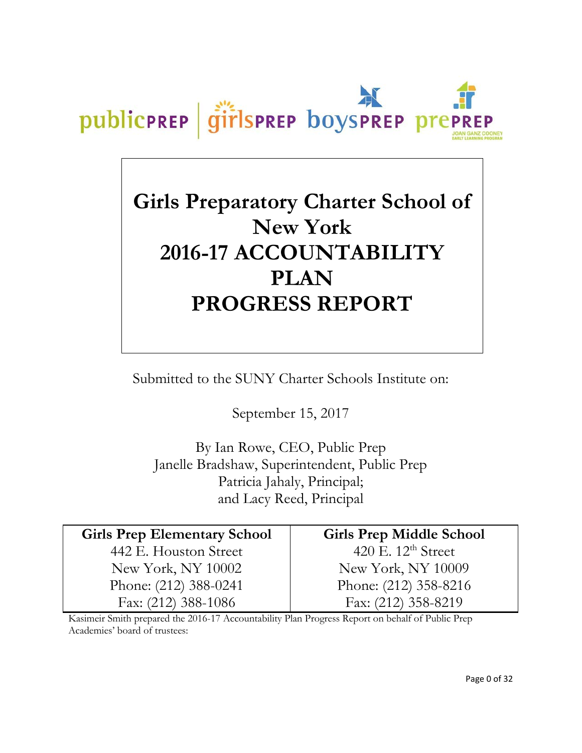publicPREP | girlsPREP boysPREP prePREP JOAN GANZ COONEY EARLY LEARNING PROGRAM

# Girls Preparatory Charter School of New York 2016-17 ACCOUNTABILITY PLAN PROGRESS REPORT

Submitted to the SUNY Charter Schools Institute on:

September 15, 2017

By Ian Rowe, CEO, Public Prep
Janelle Bradshaw, Superintendent, Public Prep
Patricia Jahaly, Principal;
and Lacy Reed, Principal

| Girls Prep Elementary School | Girls Prep Middle School |
|---|---|
| 442 E. Houston Street | 420 E. 12th Street |
| New York, NY 10002 | New York, NY 10009 |
| Phone: (212) 388-0241 | Phone: (212) 358-8216 |
| Fax: (212) 388-1086 | Fax: (212) 358-8219 |

Kasimeir Smith prepared the 2016-17 Accountability Plan Progress Report on behalf of Public Prep Academies' board of trustees: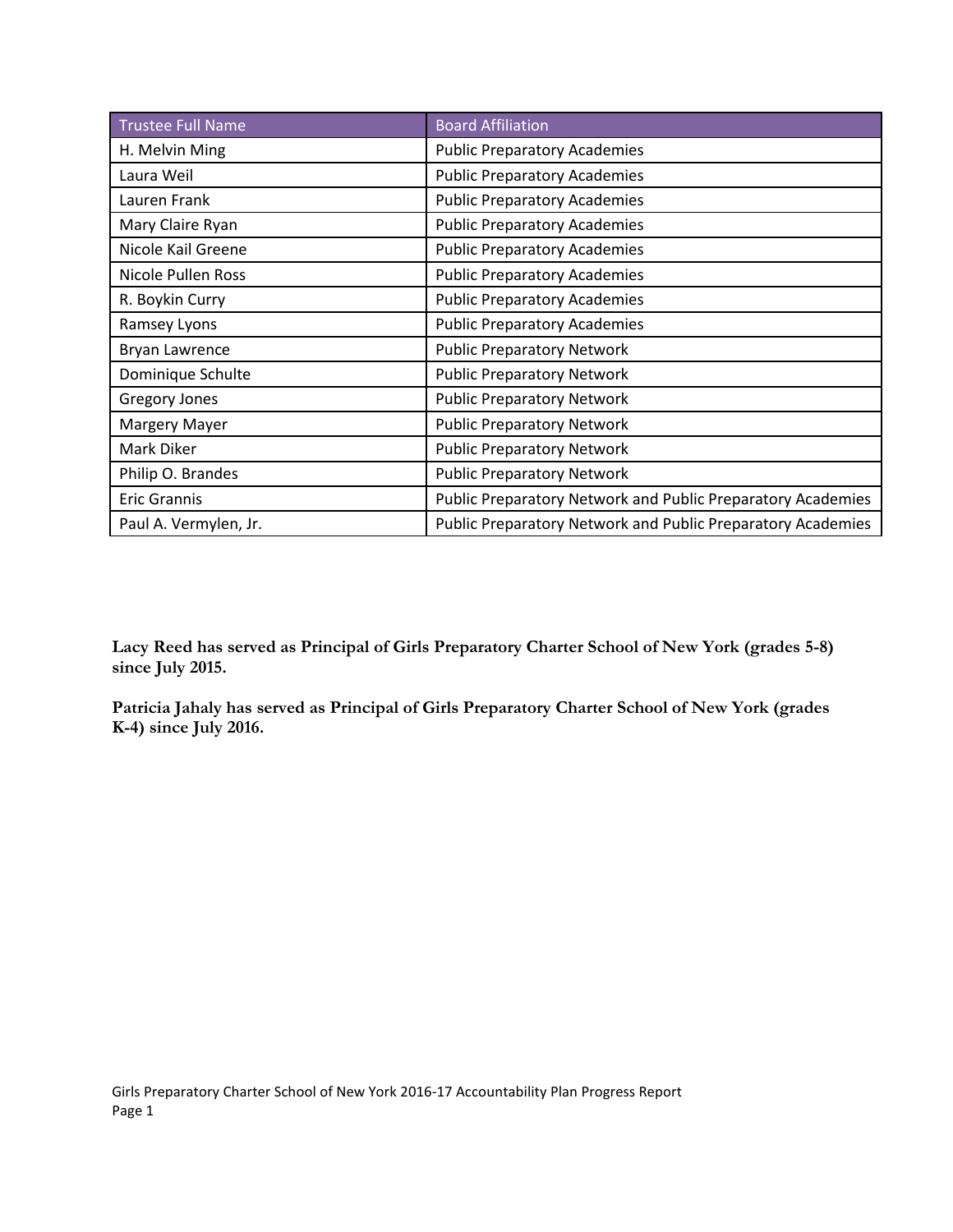| Trustee Full Name | Board Affiliation |
|---|---|
| H. Melvin Ming | Public Preparatory Academies |
| Laura Weil | Public Preparatory Academies |
| Lauren Frank | Public Preparatory Academies |
| Mary Claire Ryan | Public Preparatory Academies |
| Nicole Kail Greene | Public Preparatory Academies |
| Nicole Pullen Ross | Public Preparatory Academies |
| R. Boykin Curry | Public Preparatory Academies |
| Ramsey Lyons | Public Preparatory Academies |
| Bryan Lawrence | Public Preparatory Network |
| Dominique Schulte | Public Preparatory Network |
| Gregory Jones | Public Preparatory Network |
| Margery Mayer | Public Preparatory Network |
| Mark Diker | Public Preparatory Network |
| Philip O. Brandes | Public Preparatory Network |
| Eric Grannis | Public Preparatory Network and Public Preparatory Academies |
| Paul A. Vermylen, Jr. | Public Preparatory Network and Public Preparatory Academies |

**Lacy Reed has served as Principal of Girls Preparatory Charter School of New York (grades 5-8) since July 2015.**

**Patricia Jahaly has served as Principal of Girls Preparatory Charter School of New York (grades K-4) since July 2016.**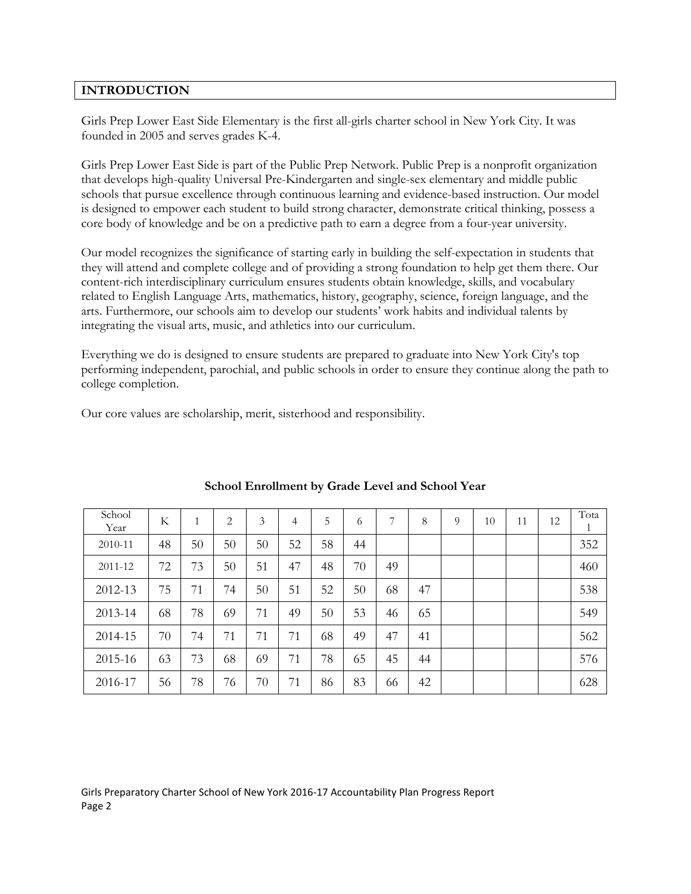## INTRODUCTION

Girls Prep Lower East Side Elementary is the first all-girls charter school in New York City. It was founded in 2005 and serves grades K-4.

Girls Prep Lower East Side is part of the Public Prep Network. Public Prep is a nonprofit organization that develops high-quality Universal Pre-Kindergarten and single-sex elementary and middle public schools that pursue excellence through continuous learning and evidence-based instruction. Our model is designed to empower each student to build strong character, demonstrate critical thinking, possess a core body of knowledge and be on a predictive path to earn a degree from a four-year university.

Our model recognizes the significance of starting early in building the self-expectation in students that they will attend and complete college and of providing a strong foundation to help get them there. Our content-rich interdisciplinary curriculum ensures students obtain knowledge, skills, and vocabulary related to English Language Arts, mathematics, history, geography, science, foreign language, and the arts. Furthermore, our schools aim to develop our students' work habits and individual talents by integrating the visual arts, music, and athletics into our curriculum.

Everything we do is designed to ensure students are prepared to graduate into New York City's top performing independent, parochial, and public schools in order to ensure they continue along the path to college completion.

Our core values are scholarship, merit, sisterhood and responsibility.

**School Enrollment by Grade Level and School Year**

| School Year | K | 1 | 2 | 3 | 4 | 5 | 6 | 7 | 8 | 9 | 10 | 11 | 12 | Total |
|---|---|---|---|---|---|---|---|---|---|---|---|---|---|---|
| 2010-11 | 48 | 50 | 50 | 50 | 52 | 58 | 44 | | | | | | | 352 |
| 2011-12 | 72 | 73 | 50 | 51 | 47 | 48 | 70 | 49 | | | | | | 460 |
| 2012-13 | 75 | 71 | 74 | 50 | 51 | 52 | 50 | 68 | 47 | | | | | 538 |
| 2013-14 | 68 | 78 | 69 | 71 | 49 | 50 | 53 | 46 | 65 | | | | | 549 |
| 2014-15 | 70 | 74 | 71 | 71 | 71 | 68 | 49 | 47 | 41 | | | | | 562 |
| 2015-16 | 63 | 73 | 68 | 69 | 71 | 78 | 65 | 45 | 44 | | | | | 576 |
| 2016-17 | 56 | 78 | 76 | 70 | 71 | 86 | 83 | 66 | 42 | | | | | 628 |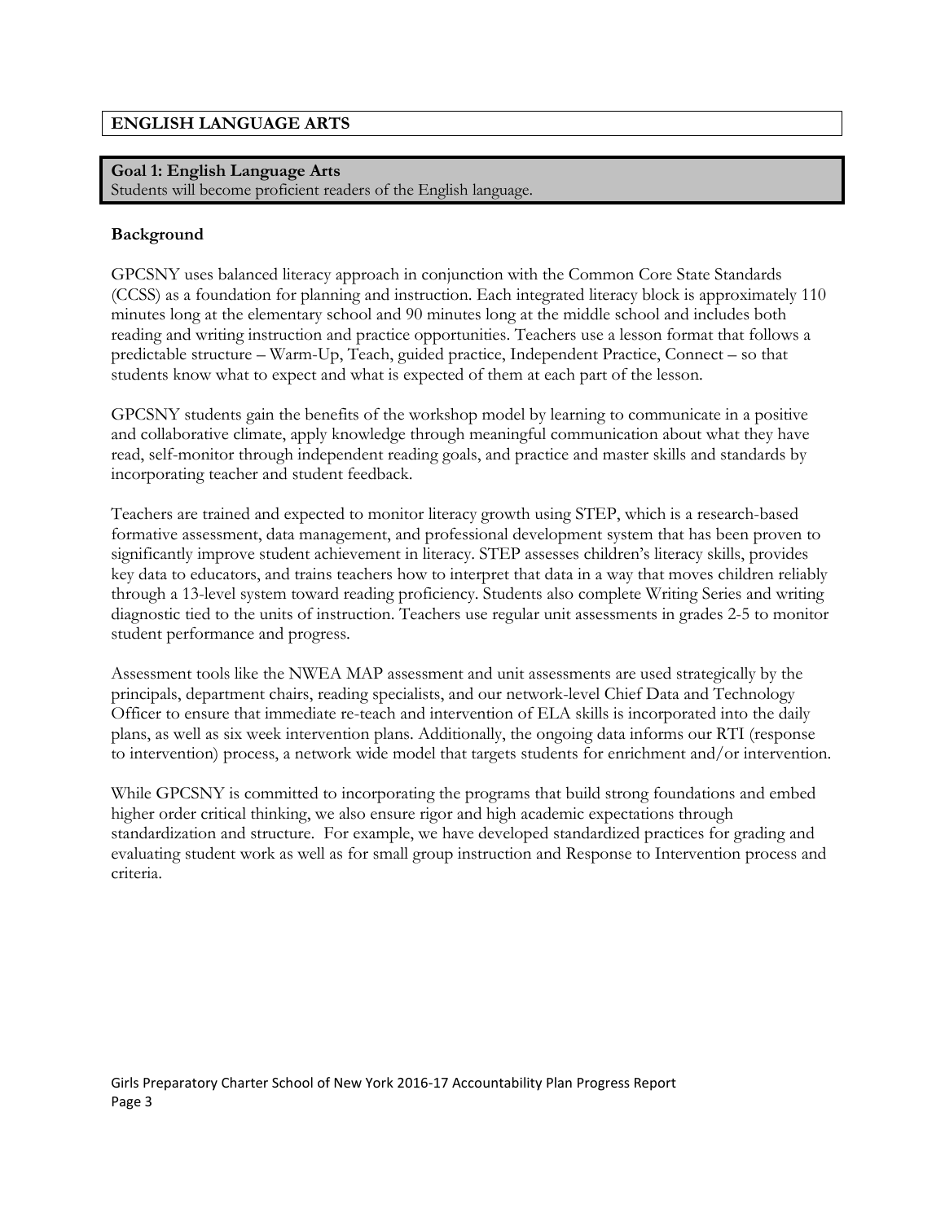## ENGLISH LANGUAGE ARTS

### Goal 1: English Language Arts

Students will become proficient readers of the English language.

**Background**

GPCSNY uses balanced literacy approach in conjunction with the Common Core State Standards (CCSS) as a foundation for planning and instruction. Each integrated literacy block is approximately 110 minutes long at the elementary school and 90 minutes long at the middle school and includes both reading and writing instruction and practice opportunities. Teachers use a lesson format that follows a predictable structure – Warm-Up, Teach, guided practice, Independent Practice, Connect – so that students know what to expect and what is expected of them at each part of the lesson.

GPCSNY students gain the benefits of the workshop model by learning to communicate in a positive and collaborative climate, apply knowledge through meaningful communication about what they have read, self-monitor through independent reading goals, and practice and master skills and standards by incorporating teacher and student feedback.

Teachers are trained and expected to monitor literacy growth using STEP, which is a research-based formative assessment, data management, and professional development system that has been proven to significantly improve student achievement in literacy. STEP assesses children's literacy skills, provides key data to educators, and trains teachers how to interpret that data in a way that moves children reliably through a 13-level system toward reading proficiency. Students also complete Writing Series and writing diagnostic tied to the units of instruction. Teachers use regular unit assessments in grades 2-5 to monitor student performance and progress.

Assessment tools like the NWEA MAP assessment and unit assessments are used strategically by the principals, department chairs, reading specialists, and our network-level Chief Data and Technology Officer to ensure that immediate re-teach and intervention of ELA skills is incorporated into the daily plans, as well as six week intervention plans. Additionally, the ongoing data informs our RTI (response to intervention) process, a network wide model that targets students for enrichment and/or intervention.

While GPCSNY is committed to incorporating the programs that build strong foundations and embed higher order critical thinking, we also ensure rigor and high academic expectations through standardization and structure. For example, we have developed standardized practices for grading and evaluating student work as well as for small group instruction and Response to Intervention process and criteria.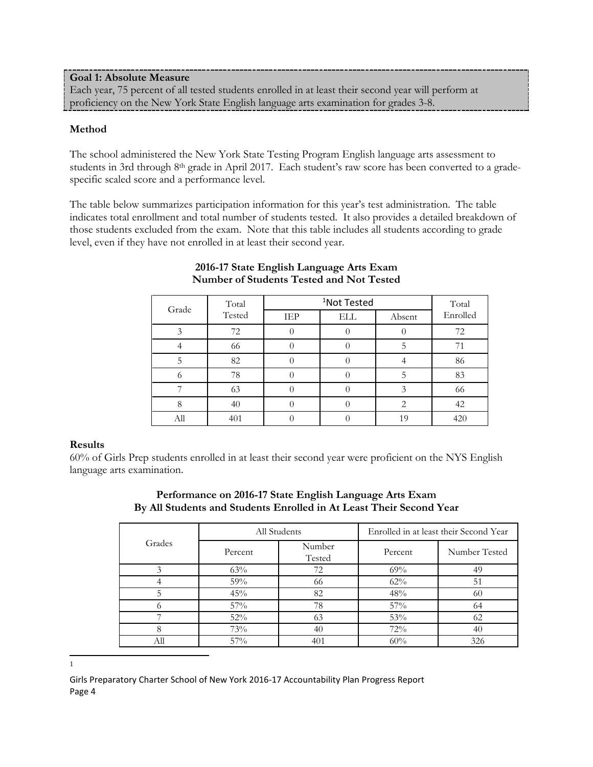**Goal 1: Absolute Measure**
Each year, 75 percent of all tested students enrolled in at least their second year will perform at proficiency on the New York State English language arts examination for grades 3-8.

**Method**

The school administered the New York State Testing Program English language arts assessment to students in 3rd through 8th grade in April 2017. Each student's raw score has been converted to a grade-specific scaled score and a performance level.

The table below summarizes participation information for this year's test administration. The table indicates total enrollment and total number of students tested. It also provides a detailed breakdown of those students excluded from the exam. Note that this table includes all students according to grade level, even if they have not enrolled in at least their second year.

**2016-17 State English Language Arts Exam**
**Number of Students Tested and Not Tested**

| Grade | Total Tested | [1]Not Tested | | | Total Enrolled |
|---|---|---|---|---|---|
| | | IEP | ELL | Absent | |
| 3 | 72 | 0 | 0 | 0 | 72 |
| 4 | 66 | 0 | 0 | 5 | 71 |
| 5 | 82 | 0 | 0 | 4 | 86 |
| 6 | 78 | 0 | 0 | 5 | 83 |
| 7 | 63 | 0 | 0 | 3 | 66 |
| 8 | 40 | 0 | 0 | 2 | 42 |
| All | 401 | 0 | 0 | 19 | 420 |

**Results**
60% of Girls Prep students enrolled in at least their second year were proficient on the NYS English language arts examination.

**Performance on 2016-17 State English Language Arts Exam**
**By All Students and Students Enrolled in At Least Their Second Year**

| Grades | All Students | | Enrolled in at least their Second Year | |
|---|---|---|---|---|
| | Percent | Number Tested | Percent | Number Tested |
| 3 | 63% | 72 | 69% | 49 |
| 4 | 59% | 66 | 62% | 51 |
| 5 | 45% | 82 | 48% | 60 |
| 6 | 57% | 78 | 57% | 64 |
| 7 | 52% | 63 | 53% | 62 |
| 8 | 73% | 40 | 72% | 40 |
| All | 57% | 401 | 60% | 326 |

[1]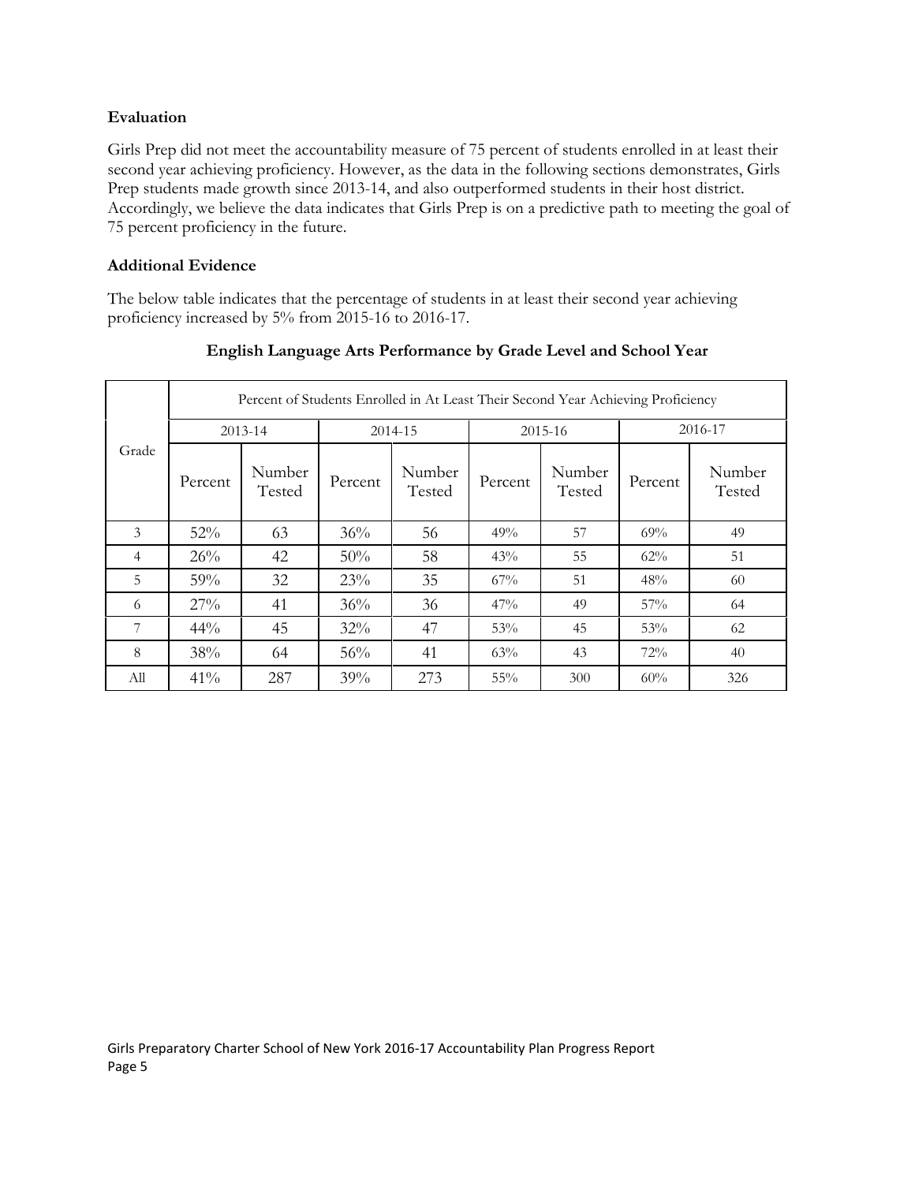### Evaluation

Girls Prep did not meet the accountability measure of 75 percent of students enrolled in at least their second year achieving proficiency. However, as the data in the following sections demonstrates, Girls Prep students made growth since 2013-14, and also outperformed students in their host district. Accordingly, we believe the data indicates that Girls Prep is on a predictive path to meeting the goal of 75 percent proficiency in the future.

### Additional Evidence

The below table indicates that the percentage of students in at least their second year achieving proficiency increased by 5% from 2015-16 to 2016-17.

**English Language Arts Performance by Grade Level and School Year**

| Grade | Percent of Students Enrolled in At Least Their Second Year Achieving Proficiency | | | | | | | |
|---|---|---|---|---|---|---|---|---|
| | 2013-14 | | 2014-15 | | 2015-16 | | 2016-17 | |
| | Percent | Number Tested | Percent | Number Tested | Percent | Number Tested | Percent | Number Tested |
| 3 | 52% | 63 | 36% | 56 | 49% | 57 | 69% | 49 |
| 4 | 26% | 42 | 50% | 58 | 43% | 55 | 62% | 51 |
| 5 | 59% | 32 | 23% | 35 | 67% | 51 | 48% | 60 |
| 6 | 27% | 41 | 36% | 36 | 47% | 49 | 57% | 64 |
| 7 | 44% | 45 | 32% | 47 | 53% | 45 | 53% | 62 |
| 8 | 38% | 64 | 56% | 41 | 63% | 43 | 72% | 40 |
| All | 41% | 287 | 39% | 273 | 55% | 300 | 60% | 326 |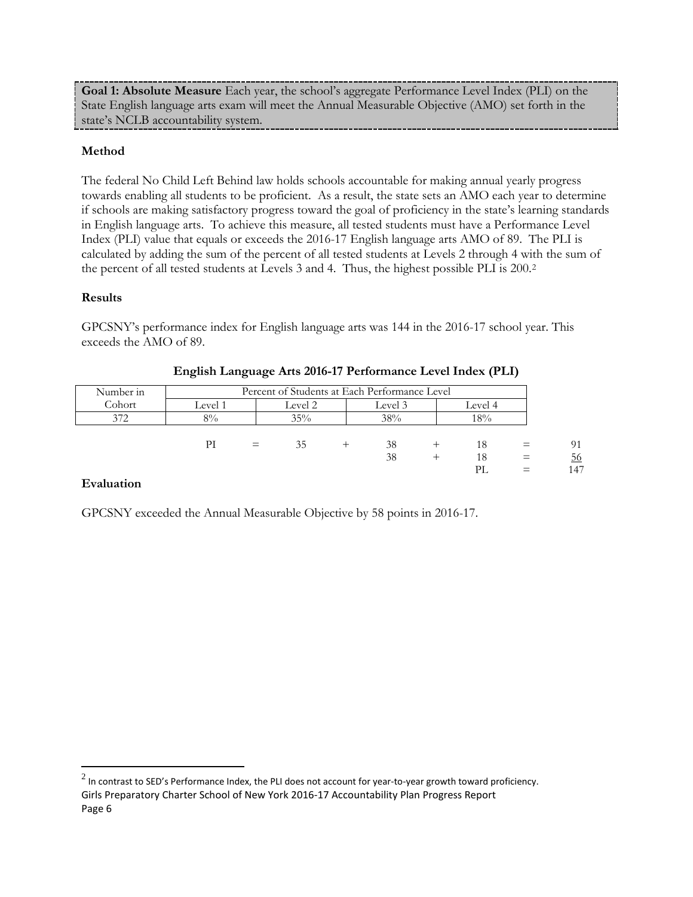**Goal 1: Absolute Measure** Each year, the school's aggregate Performance Level Index (PLI) on the State English language arts exam will meet the Annual Measurable Objective (AMO) set forth in the state's NCLB accountability system.

**Method**

The federal No Child Left Behind law holds schools accountable for making annual yearly progress towards enabling all students to be proficient. As a result, the state sets an AMO each year to determine if schools are making satisfactory progress toward the goal of proficiency in the state's learning standards in English language arts. To achieve this measure, all tested students must have a Performance Level Index (PLI) value that equals or exceeds the 2016-17 English language arts AMO of 89. The PLI is calculated by adding the sum of the percent of all tested students at Levels 2 through 4 with the sum of the percent of all tested students at Levels 3 and 4. Thus, the highest possible PLI is 200.[2]

**Results**

GPCSNY's performance index for English language arts was 144 in the 2016-17 school year. This exceeds the AMO of 89.

**English Language Arts 2016-17 Performance Level Index (PLI)**

| Number in Cohort | Percent of Students at Each Performance Level | | | |
|---|---|---|---|---|
| | Level 1 | Level 2 | Level 3 | Level 4 |
| 372 | 8% | 35% | 38% | 18% |

| | | | | | | | |
|---|---|---|---|---|---|---|---|
| PI | = | 35 | + | 38 | + | 18 | = 91 |
| | | | | 38 | + | 18 | = 56 |
| | | | | | | PL | = 147 |

**Evaluation**

GPCSNY exceeded the Annual Measurable Objective by 58 points in 2016-17.

[2] In contrast to SED's Performance Index, the PLI does not account for year-to-year growth toward proficiency.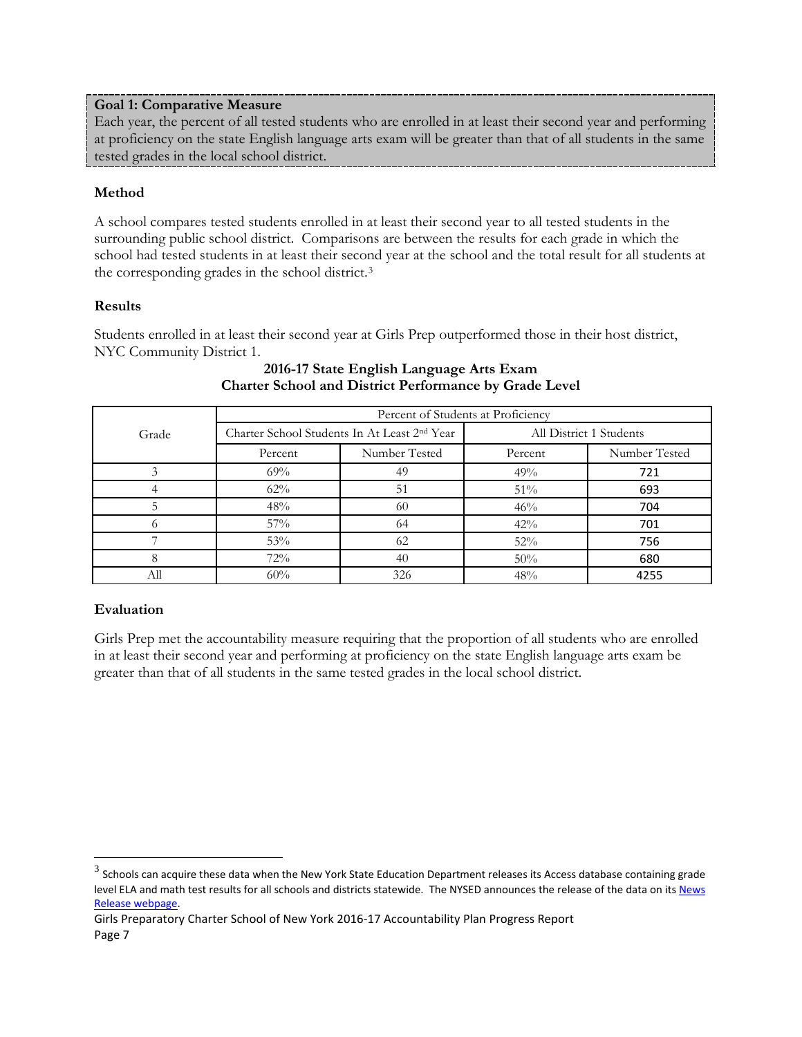**Goal 1: Comparative Measure**
Each year, the percent of all tested students who are enrolled in at least their second year and performing at proficiency on the state English language arts exam will be greater than that of all students in the same tested grades in the local school district.

### Method

A school compares tested students enrolled in at least their second year to all tested students in the surrounding public school district. Comparisons are between the results for each grade in which the school had tested students in at least their second year at the school and the total result for all students at the corresponding grades in the school district.[3]

### Results

Students enrolled in at least their second year at Girls Prep outperformed those in their host district, NYC Community District 1.

**2016-17 State English Language Arts Exam**
**Charter School and District Performance by Grade Level**

| Grade | Percent of Students at Proficiency | | | |
|---|---|---|---|---|
| | Charter School Students In At Least 2nd Year | | All District 1 Students | |
| | Percent | Number Tested | Percent | Number Tested |
| 3 | 69% | 49 | 49% | 721 |
| 4 | 62% | 51 | 51% | 693 |
| 5 | 48% | 60 | 46% | 704 |
| 6 | 57% | 64 | 42% | 701 |
| 7 | 53% | 62 | 52% | 756 |
| 8 | 72% | 40 | 50% | 680 |
| All | 60% | 326 | 48% | 4255 |

### Evaluation

Girls Prep met the accountability measure requiring that the proportion of all students who are enrolled in at least their second year and performing at proficiency on the state English language arts exam be greater than that of all students in the same tested grades in the local school district.

[3] Schools can acquire these data when the New York State Education Department releases its Access database containing grade level ELA and math test results for all schools and districts statewide. The NYSED announces the release of the data on its News Release webpage.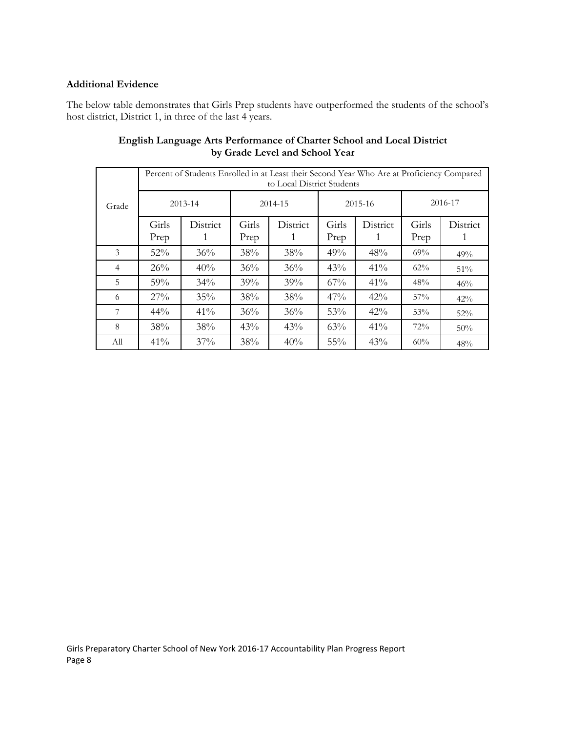### Additional Evidence

The below table demonstrates that Girls Prep students have outperformed the students of the school's host district, District 1, in three of the last 4 years.

**English Language Arts Performance of Charter School and Local District by Grade Level and School Year**

| Grade | Percent of Students Enrolled in at Least their Second Year Who Are at Proficiency Compared to Local District Students | | | | | | | |
|---|---|---|---|---|---|---|---|---|
| | 2013-14 | | 2014-15 | | 2015-16 | | 2016-17 | |
| | Girls Prep | District 1 | Girls Prep | District 1 | Girls Prep | District 1 | Girls Prep | District 1 |
| 3 | 52% | 36% | 38% | 38% | 49% | 48% | 69% | 49% |
| 4 | 26% | 40% | 36% | 36% | 43% | 41% | 62% | 51% |
| 5 | 59% | 34% | 39% | 39% | 67% | 41% | 48% | 46% |
| 6 | 27% | 35% | 38% | 38% | 47% | 42% | 57% | 42% |
| 7 | 44% | 41% | 36% | 36% | 53% | 42% | 53% | 52% |
| 8 | 38% | 38% | 43% | 43% | 63% | 41% | 72% | 50% |
| All | 41% | 37% | 38% | 40% | 55% | 43% | 60% | 48% |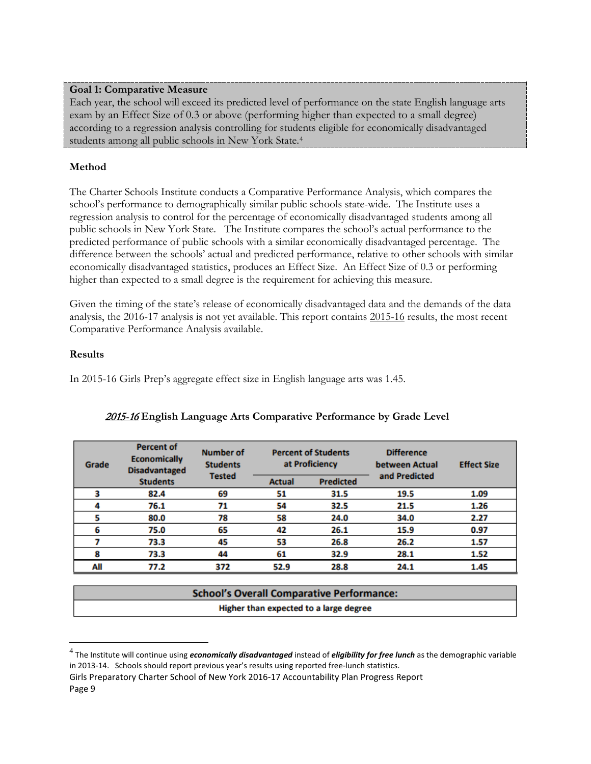**Goal 1: Comparative Measure**
Each year, the school will exceed its predicted level of performance on the state English language arts exam by an Effect Size of 0.3 or above (performing higher than expected to a small degree) according to a regression analysis controlling for students eligible for economically disadvantaged students among all public schools in New York State.[4]

**Method**

The Charter Schools Institute conducts a Comparative Performance Analysis, which compares the school's performance to demographically similar public schools state-wide. The Institute uses a regression analysis to control for the percentage of economically disadvantaged students among all public schools in New York State. The Institute compares the school's actual performance to the predicted performance of public schools with a similar economically disadvantaged percentage. The difference between the schools' actual and predicted performance, relative to other schools with similar economically disadvantaged statistics, produces an Effect Size. An Effect Size of 0.3 or performing higher than expected to a small degree is the requirement for achieving this measure.

Given the timing of the state's release of economically disadvantaged data and the demands of the data analysis, the 2016-17 analysis is not yet available. This report contains 2015-16 results, the most recent Comparative Performance Analysis available.

**Results**

In 2015-16 Girls Prep's aggregate effect size in English language arts was 1.45.

**2015-16 English Language Arts Comparative Performance by Grade Level**

| Grade | Percent of Economically Disadvantaged Students | Number of Students Tested | Percent of Students at Proficiency | | Difference between Actual and Predicted | Effect Size |
|---|---|---|---|---|---|---|
| | | | Actual | Predicted | | |
| 3 | 82.4 | 69 | 51 | 31.5 | 19.5 | 1.09 |
| 4 | 76.1 | 71 | 54 | 32.5 | 21.5 | 1.26 |
| 5 | 80.0 | 78 | 58 | 24.0 | 34.0 | 2.27 |
| 6 | 75.0 | 65 | 42 | 26.1 | 15.9 | 0.97 |
| 7 | 73.3 | 45 | 53 | 26.8 | 26.2 | 1.57 |
| 8 | 73.3 | 44 | 61 | 32.9 | 28.1 | 1.52 |
| All | 77.2 | 372 | 52.9 | 28.8 | 24.1 | 1.45 |

| School's Overall Comparative Performance: |
|---|
| Higher than expected to a large degree |

[4] The Institute will continue using ***economically disadvantaged*** instead of ***eligibility for free lunch*** as the demographic variable in 2013-14. Schools should report previous year's results using reported free-lunch statistics.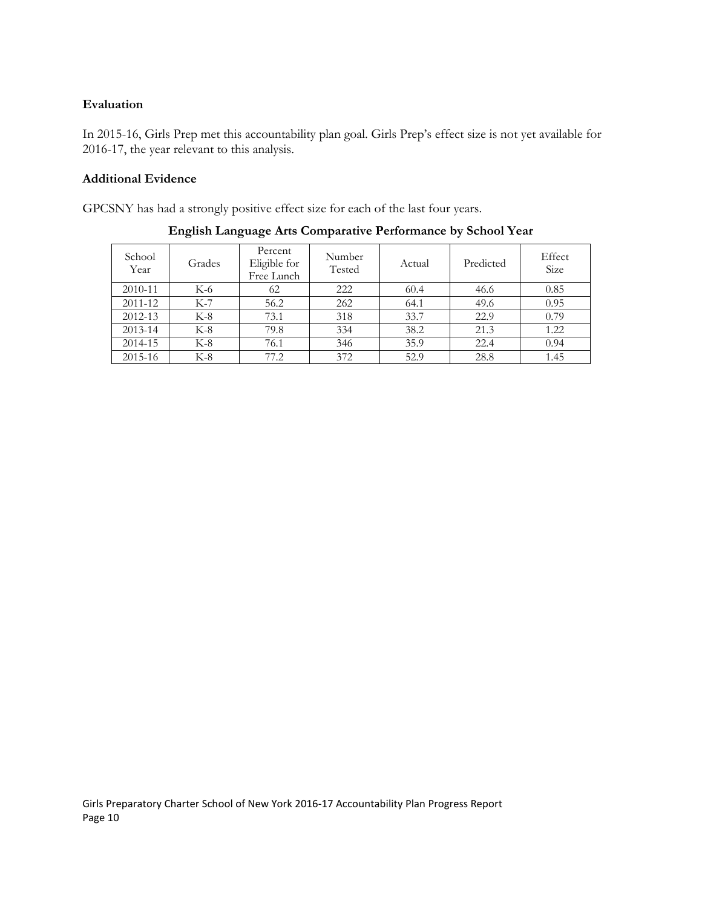**Evaluation**

In 2015-16, Girls Prep met this accountability plan goal. Girls Prep's effect size is not yet available for 2016-17, the year relevant to this analysis.

**Additional Evidence**

GPCSNY has had a strongly positive effect size for each of the last four years.

**English Language Arts Comparative Performance by School Year**

| School Year | Grades | Percent Eligible for Free Lunch | Number Tested | Actual | Predicted | Effect Size |
|---|---|---|---|---|---|---|
| 2010-11 | K-6 | 62 | 222 | 60.4 | 46.6 | 0.85 |
| 2011-12 | K-7 | 56.2 | 262 | 64.1 | 49.6 | 0.95 |
| 2012-13 | K-8 | 73.1 | 318 | 33.7 | 22.9 | 0.79 |
| 2013-14 | K-8 | 79.8 | 334 | 38.2 | 21.3 | 1.22 |
| 2014-15 | K-8 | 76.1 | 346 | 35.9 | 22.4 | 0.94 |
| 2015-16 | K-8 | 77.2 | 372 | 52.9 | 28.8 | 1.45 |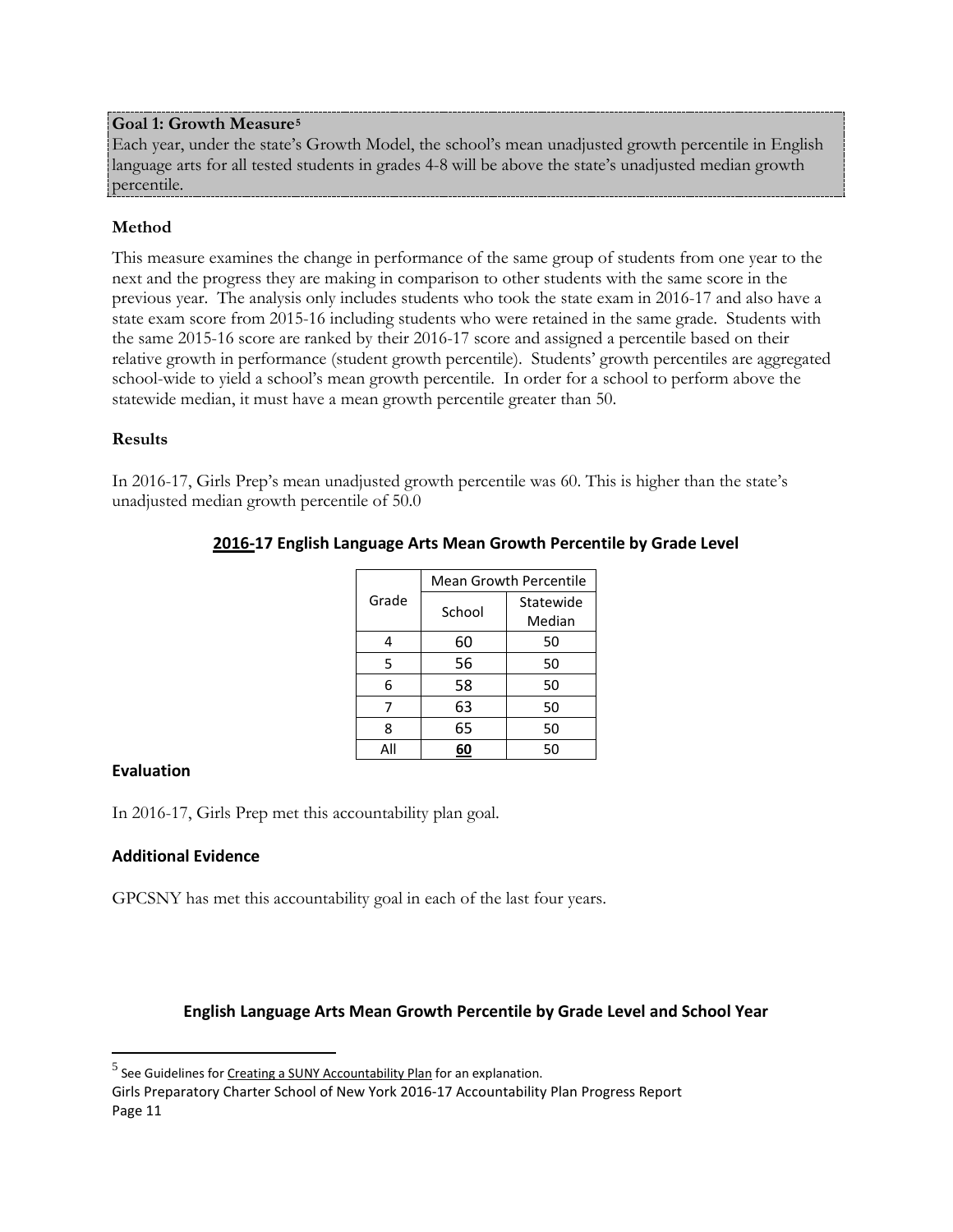**Goal 1: Growth Measure[5]**
Each year, under the state's Growth Model, the school's mean unadjusted growth percentile in English language arts for all tested students in grades 4-8 will be above the state's unadjusted median growth percentile.

### Method

This measure examines the change in performance of the same group of students from one year to the next and the progress they are making in comparison to other students with the same score in the previous year. The analysis only includes students who took the state exam in 2016-17 and also have a state exam score from 2015-16 including students who were retained in the same grade. Students with the same 2015-16 score are ranked by their 2016-17 score and assigned a percentile based on their relative growth in performance (student growth percentile). Students' growth percentiles are aggregated school-wide to yield a school's mean growth percentile. In order for a school to perform above the statewide median, it must have a mean growth percentile greater than 50.

### Results

In 2016-17, Girls Prep's mean unadjusted growth percentile was 60. This is higher than the state's unadjusted median growth percentile of 50.0

**2016-17 English Language Arts Mean Growth Percentile by Grade Level**

| Grade | Mean Growth Percentile | |
|---|---|---|
| | School | Statewide Median |
| 4 | 60 | 50 |
| 5 | 56 | 50 |
| 6 | 58 | 50 |
| 7 | 63 | 50 |
| 8 | 65 | 50 |
| All | **60** | 50 |

### Evaluation

In 2016-17, Girls Prep met this accountability plan goal.

### Additional Evidence

GPCSNY has met this accountability goal in each of the last four years.

**English Language Arts Mean Growth Percentile by Grade Level and School Year**

[5] See Guidelines for Creating a SUNY Accountability Plan for an explanation.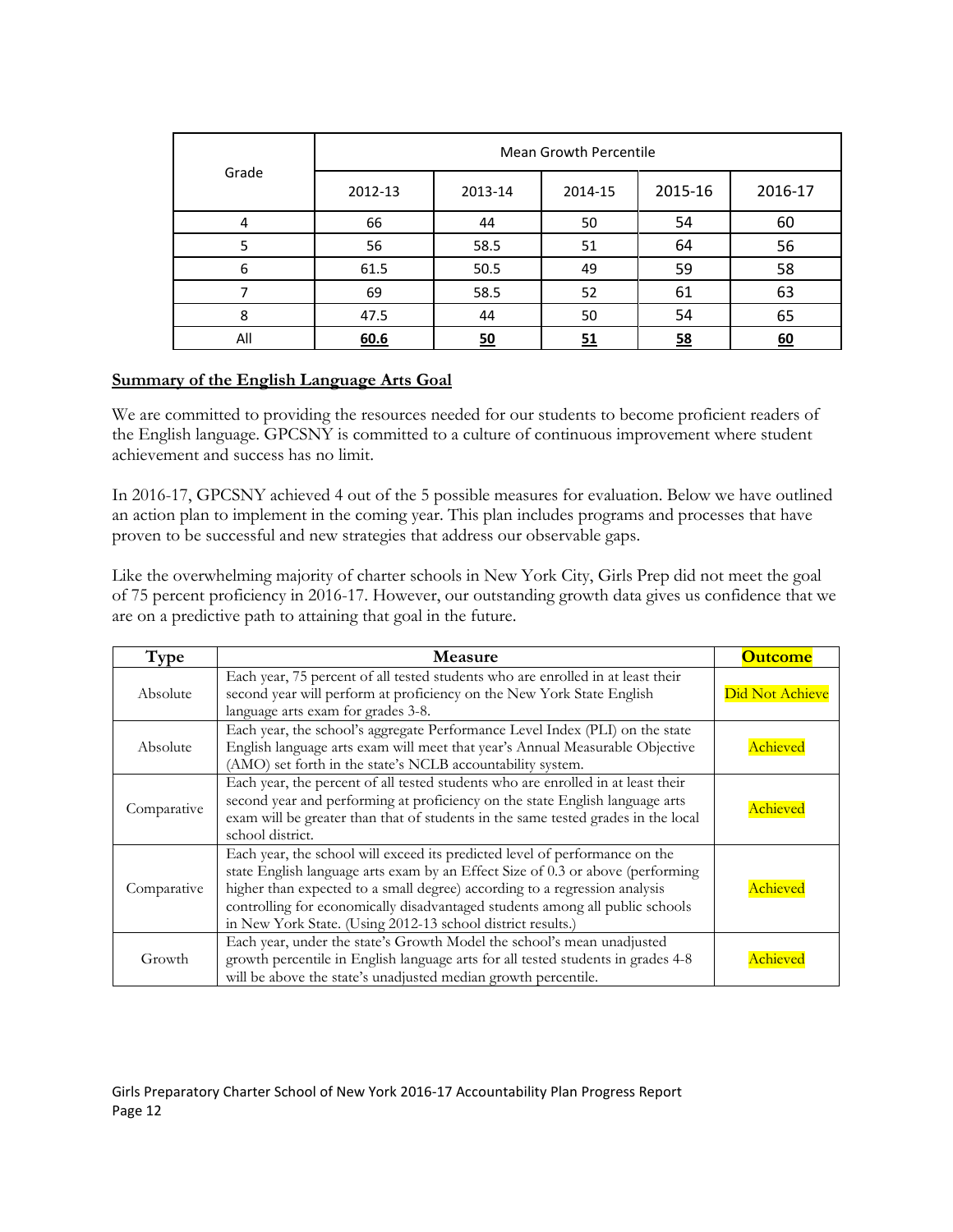| Grade | Mean Growth Percentile | | | | |
|---|---|---|---|---|---|
| | 2012-13 | 2013-14 | 2014-15 | 2015-16 | 2016-17 |
| 4 | 66 | 44 | 50 | 54 | 60 |
| 5 | 56 | 58.5 | 51 | 64 | 56 |
| 6 | 61.5 | 50.5 | 49 | 59 | 58 |
| 7 | 69 | 58.5 | 52 | 61 | 63 |
| 8 | 47.5 | 44 | 50 | 54 | 65 |
| All | **60.6** | **50** | **51** | **58** | **60** |

**Summary of the English Language Arts Goal**

We are committed to providing the resources needed for our students to become proficient readers of the English language. GPCSNY is committed to a culture of continuous improvement where student achievement and success has no limit.

In 2016-17, GPCSNY achieved 4 out of the 5 possible measures for evaluation. Below we have outlined an action plan to implement in the coming year. This plan includes programs and processes that have proven to be successful and new strategies that address our observable gaps.

Like the overwhelming majority of charter schools in New York City, Girls Prep did not meet the goal of 75 percent proficiency in 2016-17. However, our outstanding growth data gives us confidence that we are on a predictive path to attaining that goal in the future.

| Type | Measure | Outcome |
|---|---|---|
| Absolute | Each year, 75 percent of all tested students who are enrolled in at least their second year will perform at proficiency on the New York State English language arts exam for grades 3-8. | Did Not Achieve |
| Absolute | Each year, the school's aggregate Performance Level Index (PLI) on the state English language arts exam will meet that year's Annual Measurable Objective (AMO) set forth in the state's NCLB accountability system. | Achieved |
| Comparative | Each year, the percent of all tested students who are enrolled in at least their second year and performing at proficiency on the state English language arts exam will be greater than that of students in the same tested grades in the local school district. | Achieved |
| Comparative | Each year, the school will exceed its predicted level of performance on the state English language arts exam by an Effect Size of 0.3 or above (performing higher than expected to a small degree) according to a regression analysis controlling for economically disadvantaged students among all public schools in New York State. (Using 2012-13 school district results.) | Achieved |
| Growth | Each year, under the state's Growth Model the school's mean unadjusted growth percentile in English language arts for all tested students in grades 4-8 will be above the state's unadjusted median growth percentile. | Achieved |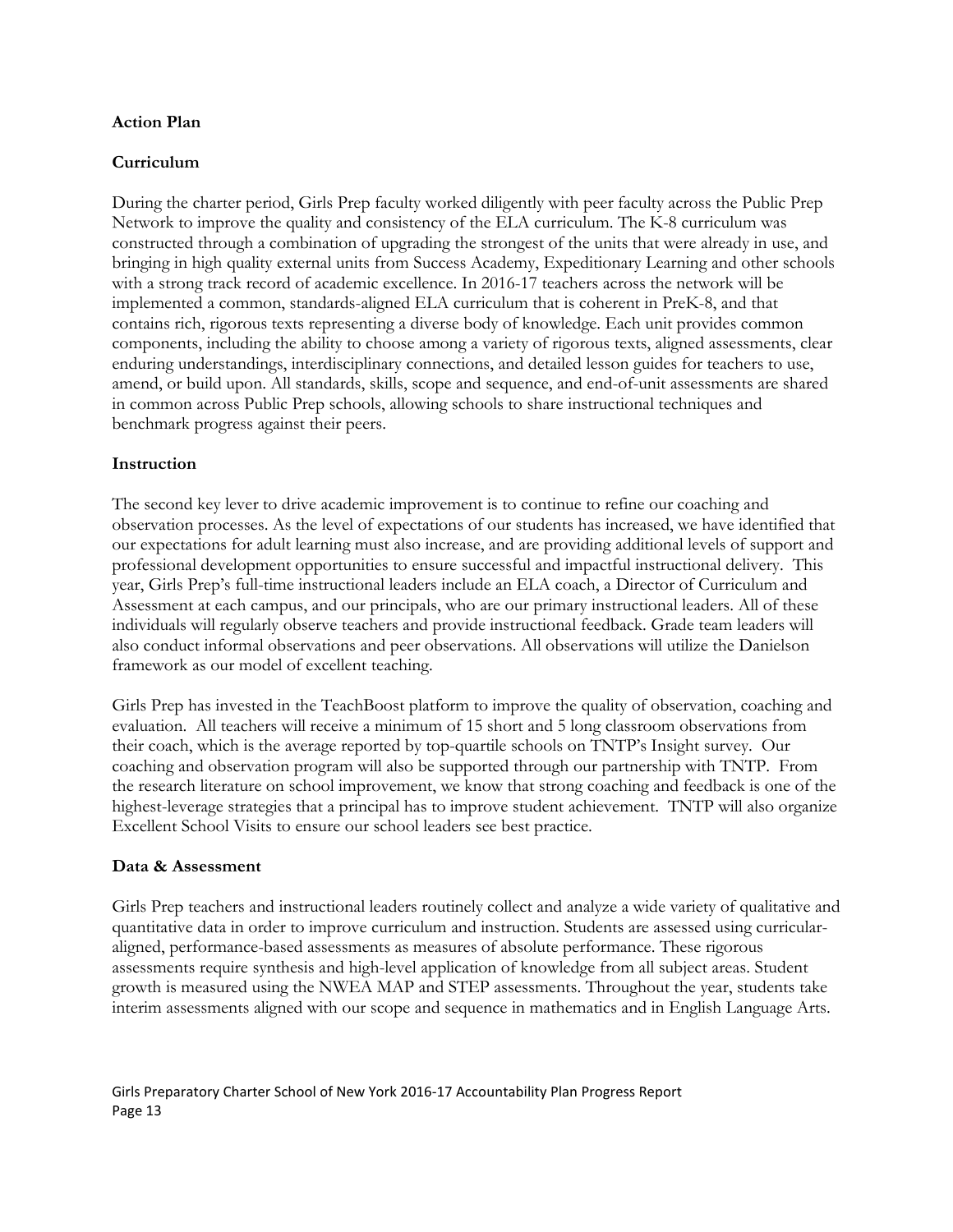**Action Plan**

**Curriculum**

During the charter period, Girls Prep faculty worked diligently with peer faculty across the Public Prep Network to improve the quality and consistency of the ELA curriculum. The K-8 curriculum was constructed through a combination of upgrading the strongest of the units that were already in use, and bringing in high quality external units from Success Academy, Expeditionary Learning and other schools with a strong track record of academic excellence. In 2016-17 teachers across the network will be implemented a common, standards-aligned ELA curriculum that is coherent in PreK-8, and that contains rich, rigorous texts representing a diverse body of knowledge. Each unit provides common components, including the ability to choose among a variety of rigorous texts, aligned assessments, clear enduring understandings, interdisciplinary connections, and detailed lesson guides for teachers to use, amend, or build upon. All standards, skills, scope and sequence, and end-of-unit assessments are shared in common across Public Prep schools, allowing schools to share instructional techniques and benchmark progress against their peers.

**Instruction**

The second key lever to drive academic improvement is to continue to refine our coaching and observation processes. As the level of expectations of our students has increased, we have identified that our expectations for adult learning must also increase, and are providing additional levels of support and professional development opportunities to ensure successful and impactful instructional delivery. This year, Girls Prep's full-time instructional leaders include an ELA coach, a Director of Curriculum and Assessment at each campus, and our principals, who are our primary instructional leaders. All of these individuals will regularly observe teachers and provide instructional feedback. Grade team leaders will also conduct informal observations and peer observations. All observations will utilize the Danielson framework as our model of excellent teaching.

Girls Prep has invested in the TeachBoost platform to improve the quality of observation, coaching and evaluation. All teachers will receive a minimum of 15 short and 5 long classroom observations from their coach, which is the average reported by top-quartile schools on TNTP's Insight survey. Our coaching and observation program will also be supported through our partnership with TNTP. From the research literature on school improvement, we know that strong coaching and feedback is one of the highest-leverage strategies that a principal has to improve student achievement. TNTP will also organize Excellent School Visits to ensure our school leaders see best practice.

**Data & Assessment**

Girls Prep teachers and instructional leaders routinely collect and analyze a wide variety of qualitative and quantitative data in order to improve curriculum and instruction. Students are assessed using curricular-aligned, performance-based assessments as measures of absolute performance. These rigorous assessments require synthesis and high-level application of knowledge from all subject areas. Student growth is measured using the NWEA MAP and STEP assessments. Throughout the year, students take interim assessments aligned with our scope and sequence in mathematics and in English Language Arts.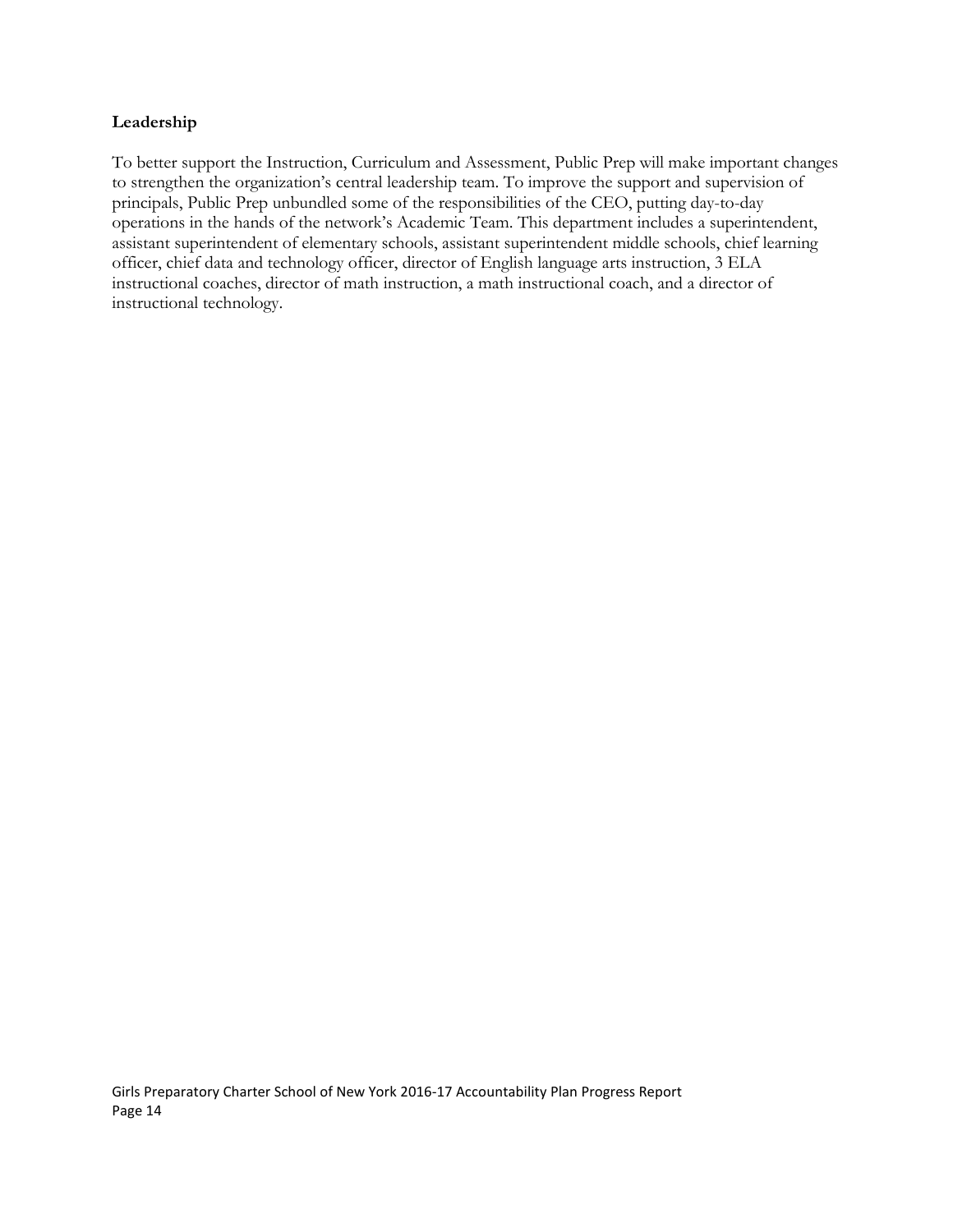**Leadership**

To better support the Instruction, Curriculum and Assessment, Public Prep will make important changes to strengthen the organization's central leadership team. To improve the support and supervision of principals, Public Prep unbundled some of the responsibilities of the CEO, putting day-to-day operations in the hands of the network's Academic Team. This department includes a superintendent, assistant superintendent of elementary schools, assistant superintendent middle schools, chief learning officer, chief data and technology officer, director of English language arts instruction, 3 ELA instructional coaches, director of math instruction, a math instructional coach, and a director of instructional technology.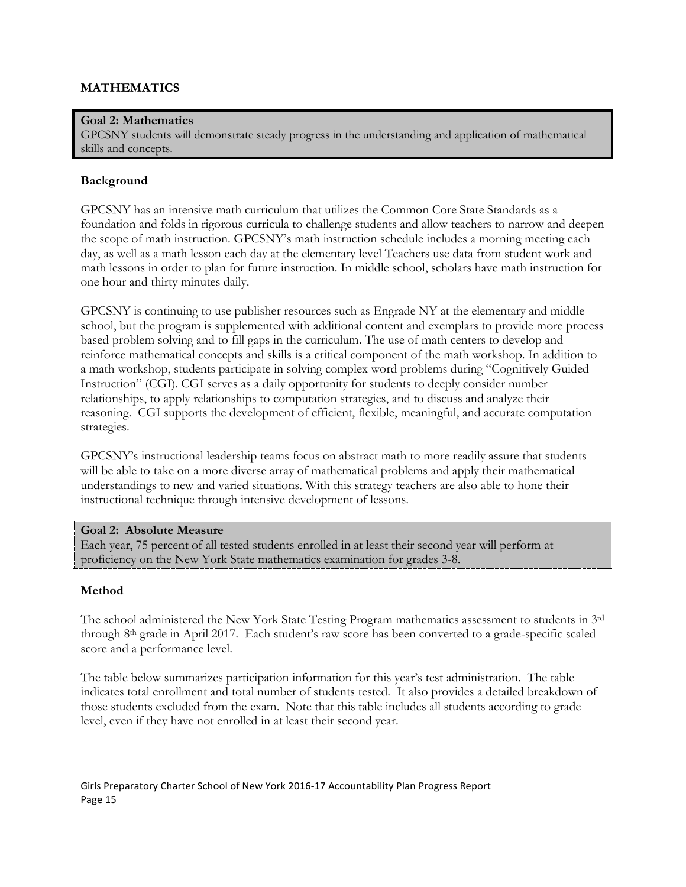## MATHEMATICS

**Goal 2: Mathematics**

GPCSNY students will demonstrate steady progress in the understanding and application of mathematical skills and concepts.

### Background

GPCSNY has an intensive math curriculum that utilizes the Common Core State Standards as a foundation and folds in rigorous curricula to challenge students and allow teachers to narrow and deepen the scope of math instruction. GPCSNY's math instruction schedule includes a morning meeting each day, as well as a math lesson each day at the elementary level Teachers use data from student work and math lessons in order to plan for future instruction. In middle school, scholars have math instruction for one hour and thirty minutes daily.

GPCSNY is continuing to use publisher resources such as Engrade NY at the elementary and middle school, but the program is supplemented with additional content and exemplars to provide more process based problem solving and to fill gaps in the curriculum. The use of math centers to develop and reinforce mathematical concepts and skills is a critical component of the math workshop. In addition to a math workshop, students participate in solving complex word problems during "Cognitively Guided Instruction" (CGI). CGI serves as a daily opportunity for students to deeply consider number relationships, to apply relationships to computation strategies, and to discuss and analyze their reasoning. CGI supports the development of efficient, flexible, meaningful, and accurate computation strategies.

GPCSNY's instructional leadership teams focus on abstract math to more readily assure that students will be able to take on a more diverse array of mathematical problems and apply their mathematical understandings to new and varied situations. With this strategy teachers are also able to hone their instructional technique through intensive development of lessons.

**Goal 2: Absolute Measure**

Each year, 75 percent of all tested students enrolled in at least their second year will perform at proficiency on the New York State mathematics examination for grades 3-8.

### Method

The school administered the New York State Testing Program mathematics assessment to students in 3rd through 8th grade in April 2017. Each student's raw score has been converted to a grade-specific scaled score and a performance level.

The table below summarizes participation information for this year's test administration. The table indicates total enrollment and total number of students tested. It also provides a detailed breakdown of those students excluded from the exam. Note that this table includes all students according to grade level, even if they have not enrolled in at least their second year.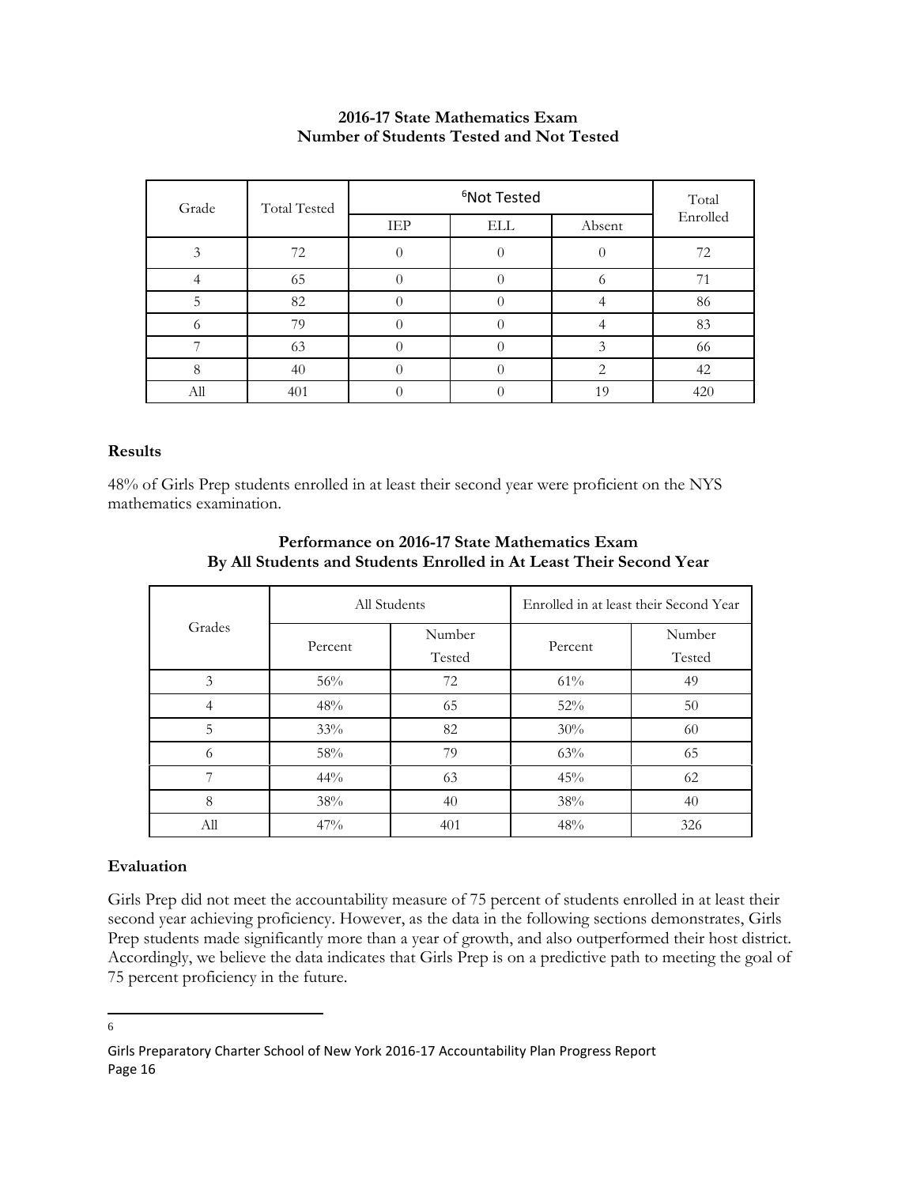**2016-17 State Mathematics Exam**
**Number of Students Tested and Not Tested**

| Grade | Total Tested | Not Tested[6] | | | Total Enrolled |
|---|---|---|---|---|---|
| | | IEP | ELL | Absent | |
| 3 | 72 | 0 | 0 | 0 | 72 |
| 4 | 65 | 0 | 0 | 6 | 71 |
| 5 | 82 | 0 | 0 | 4 | 86 |
| 6 | 79 | 0 | 0 | 4 | 83 |
| 7 | 63 | 0 | 0 | 3 | 66 |
| 8 | 40 | 0 | 0 | 2 | 42 |
| All | 401 | 0 | 0 | 19 | 420 |

### Results

48% of Girls Prep students enrolled in at least their second year were proficient on the NYS mathematics examination.

**Performance on 2016-17 State Mathematics Exam**
**By All Students and Students Enrolled in At Least Their Second Year**

| Grades | All Students | | Enrolled in at least their Second Year | |
|---|---|---|---|---|
| | Percent | Number Tested | Percent | Number Tested |
| 3 | 56% | 72 | 61% | 49 |
| 4 | 48% | 65 | 52% | 50 |
| 5 | 33% | 82 | 30% | 60 |
| 6 | 58% | 79 | 63% | 65 |
| 7 | 44% | 63 | 45% | 62 |
| 8 | 38% | 40 | 38% | 40 |
| All | 47% | 401 | 48% | 326 |

### Evaluation

Girls Prep did not meet the accountability measure of 75 percent of students enrolled in at least their second year achieving proficiency. However, as the data in the following sections demonstrates, Girls Prep students made significantly more than a year of growth, and also outperformed their host district. Accordingly, we believe the data indicates that Girls Prep is on a predictive path to meeting the goal of 75 percent proficiency in the future.

---

6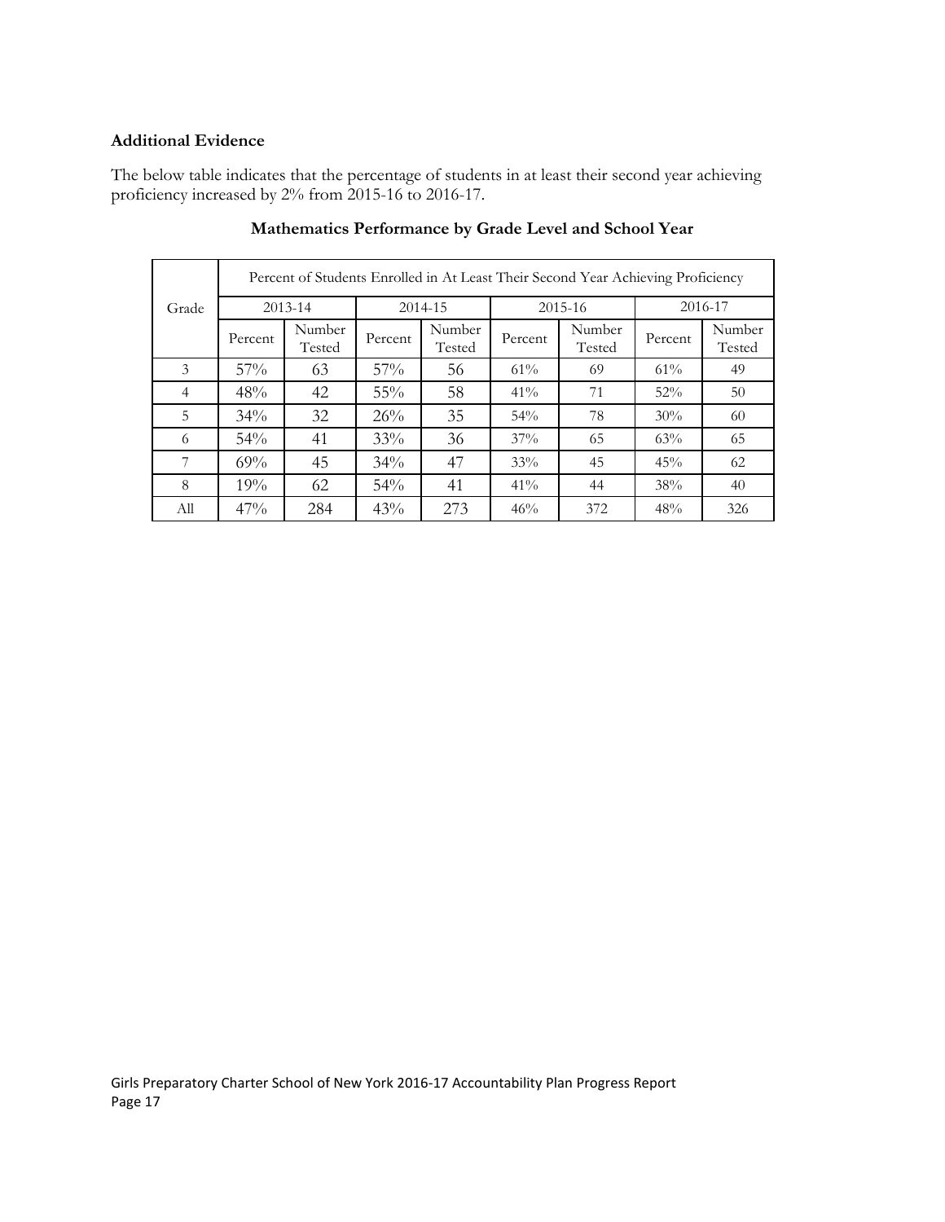**Additional Evidence**

The below table indicates that the percentage of students in at least their second year achieving proficiency increased by 2% from 2015-16 to 2016-17.

**Mathematics Performance by Grade Level and School Year**

| Grade | Percent of Students Enrolled in At Least Their Second Year Achieving Proficiency | | | | | | | |
|---|---|---|---|---|---|---|---|---|
| | 2013-14 | | 2014-15 | | 2015-16 | | 2016-17 | |
| | Percent | Number Tested | Percent | Number Tested | Percent | Number Tested | Percent | Number Tested |
| 3 | 57% | 63 | 57% | 56 | 61% | 69 | 61% | 49 |
| 4 | 48% | 42 | 55% | 58 | 41% | 71 | 52% | 50 |
| 5 | 34% | 32 | 26% | 35 | 54% | 78 | 30% | 60 |
| 6 | 54% | 41 | 33% | 36 | 37% | 65 | 63% | 65 |
| 7 | 69% | 45 | 34% | 47 | 33% | 45 | 45% | 62 |
| 8 | 19% | 62 | 54% | 41 | 41% | 44 | 38% | 40 |
| All | 47% | 284 | 43% | 273 | 46% | 372 | 48% | 326 |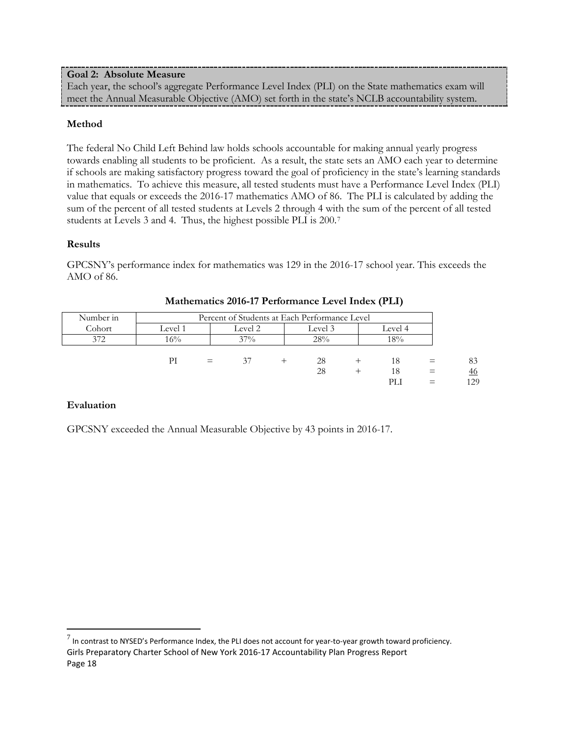**Goal 2: Absolute Measure**

Each year, the school's aggregate Performance Level Index (PLI) on the State mathematics exam will meet the Annual Measurable Objective (AMO) set forth in the state's NCLB accountability system.

### Method

The federal No Child Left Behind law holds schools accountable for making annual yearly progress towards enabling all students to be proficient. As a result, the state sets an AMO each year to determine if schools are making satisfactory progress toward the goal of proficiency in the state's learning standards in mathematics. To achieve this measure, all tested students must have a Performance Level Index (PLI) value that equals or exceeds the 2016-17 mathematics AMO of 86. The PLI is calculated by adding the sum of the percent of all tested students at Levels 2 through 4 with the sum of the percent of all tested students at Levels 3 and 4. Thus, the highest possible PLI is 200.[7]

### Results

GPCSNY's performance index for mathematics was 129 in the 2016-17 school year. This exceeds the AMO of 86.

**Mathematics 2016-17 Performance Level Index (PLI)**

| Number in Cohort | Percent of Students at Each Performance Level | | | |
|---|---|---|---|---|
| | Level 1 | Level 2 | Level 3 | Level 4 |
| 372 | 16% | 37% | 28% | 18% |

| | | | | | | | | |
|---|---|---|---|---|---|---|---|---|
| PI | = | 37 | + | 28 | + | 18 | = | 83 |
| | | | | 28 | + | 18 | = | 46 |
| | | | | | | PLI | = | 129 |

### Evaluation

GPCSNY exceeded the Annual Measurable Objective by 43 points in 2016-17.

[7] In contrast to NYSED's Performance Index, the PLI does not account for year-to-year growth toward proficiency.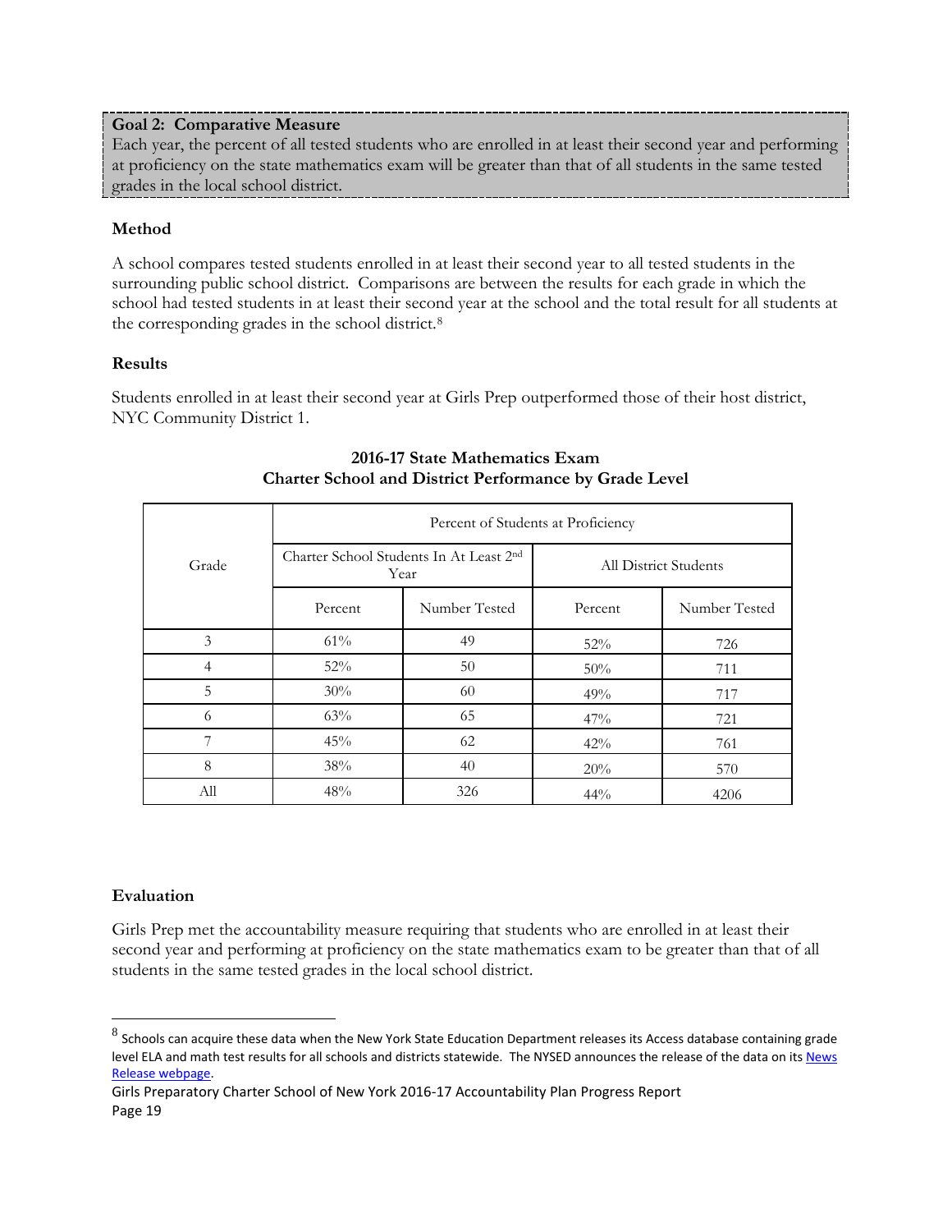**Goal 2: Comparative Measure**
Each year, the percent of all tested students who are enrolled in at least their second year and performing at proficiency on the state mathematics exam will be greater than that of all students in the same tested grades in the local school district.

### Method

A school compares tested students enrolled in at least their second year to all tested students in the surrounding public school district. Comparisons are between the results for each grade in which the school had tested students in at least their second year at the school and the total result for all students at the corresponding grades in the school district.[8]

### Results

Students enrolled in at least their second year at Girls Prep outperformed those of their host district, NYC Community District 1.

**2016-17 State Mathematics Exam**
**Charter School and District Performance by Grade Level**

| Grade | Percent of Students at Proficiency | | | |
|---|---|---|---|---|
| | Charter School Students In At Least 2nd Year | | All District Students | |
| | Percent | Number Tested | Percent | Number Tested |
| 3 | 61% | 49 | 52% | 726 |
| 4 | 52% | 50 | 50% | 711 |
| 5 | 30% | 60 | 49% | 717 |
| 6 | 63% | 65 | 47% | 721 |
| 7 | 45% | 62 | 42% | 761 |
| 8 | 38% | 40 | 20% | 570 |
| All | 48% | 326 | 44% | 4206 |

### Evaluation

Girls Prep met the accountability measure requiring that students who are enrolled in at least their second year and performing at proficiency on the state mathematics exam to be greater than that of all students in the same tested grades in the local school district.

---

[8] Schools can acquire these data when the New York State Education Department releases its Access database containing grade level ELA and math test results for all schools and districts statewide. The NYSED announces the release of the data on its News Release webpage.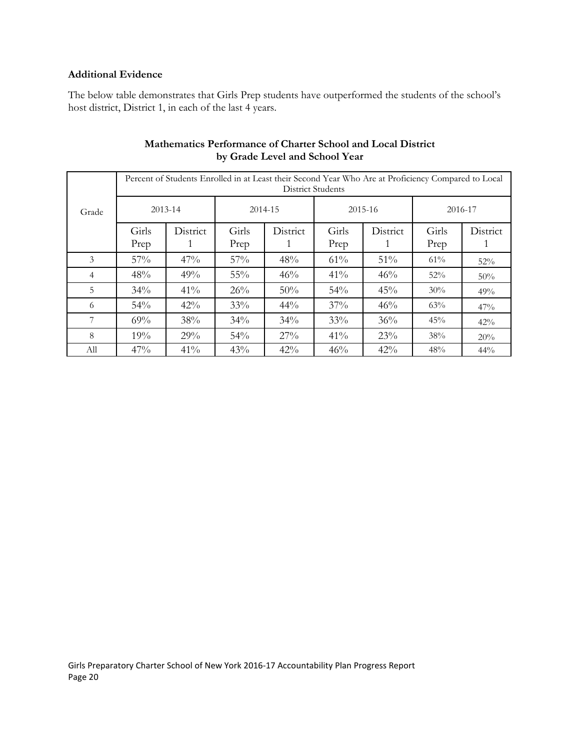**Additional Evidence**

The below table demonstrates that Girls Prep students have outperformed the students of the school's host district, District 1, in each of the last 4 years.

**Mathematics Performance of Charter School and Local District by Grade Level and School Year**

| Grade | Percent of Students Enrolled in at Least their Second Year Who Are at Proficiency Compared to Local District Students | | | | | | | |
|---|---|---|---|---|---|---|---|---|
| | 2013-14 | | 2014-15 | | 2015-16 | | 2016-17 | |
| | Girls Prep | District 1 | Girls Prep | District 1 | Girls Prep | District 1 | Girls Prep | District 1 |
| 3 | 57% | 47% | 57% | 48% | 61% | 51% | 61% | 52% |
| 4 | 48% | 49% | 55% | 46% | 41% | 46% | 52% | 50% |
| 5 | 34% | 41% | 26% | 50% | 54% | 45% | 30% | 49% |
| 6 | 54% | 42% | 33% | 44% | 37% | 46% | 63% | 47% |
| 7 | 69% | 38% | 34% | 34% | 33% | 36% | 45% | 42% |
| 8 | 19% | 29% | 54% | 27% | 41% | 23% | 38% | 20% |
| All | 47% | 41% | 43% | 42% | 46% | 42% | 48% | 44% |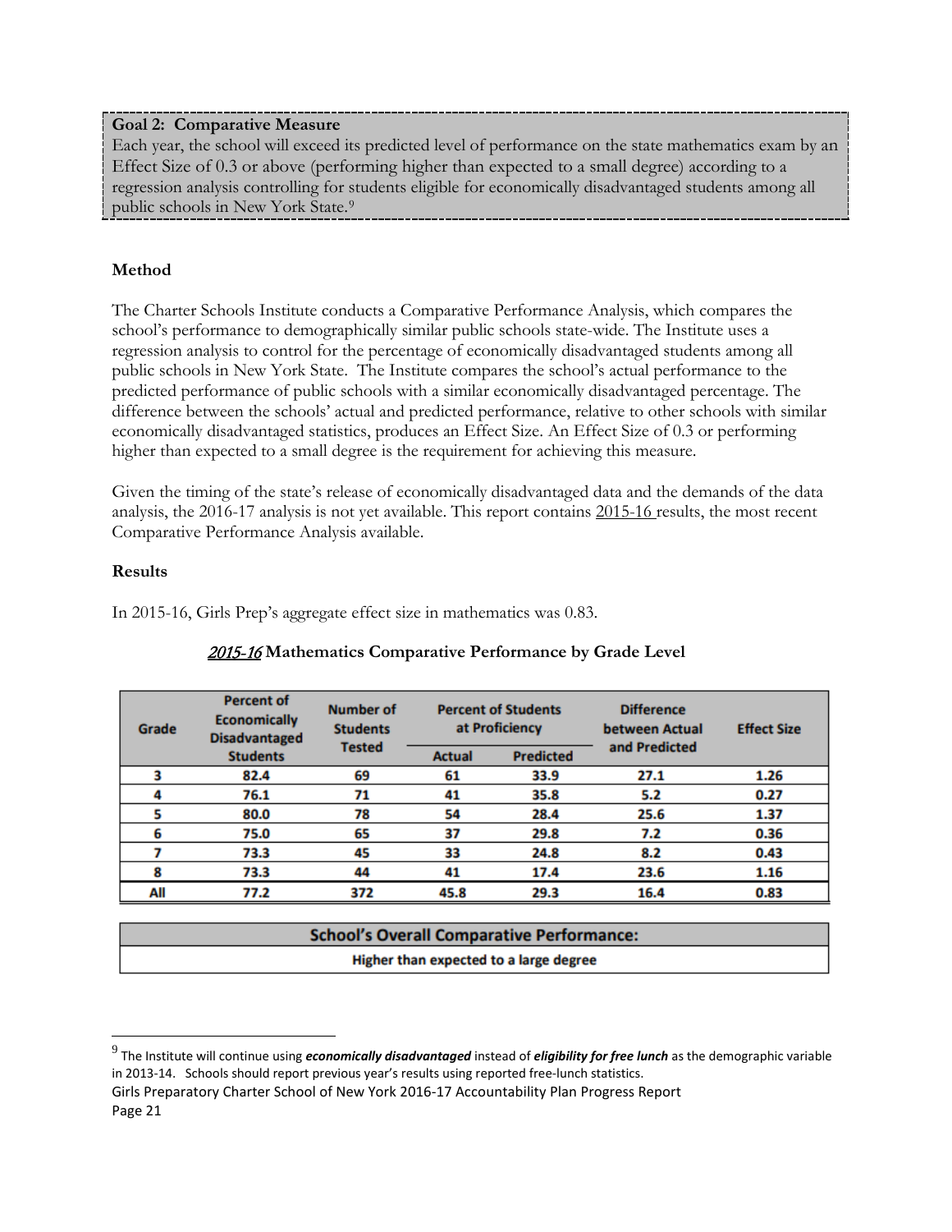**Goal 2: Comparative Measure**

Each year, the school will exceed its predicted level of performance on the state mathematics exam by an Effect Size of 0.3 or above (performing higher than expected to a small degree) according to a regression analysis controlling for students eligible for economically disadvantaged students among all public schools in New York State.[9]

### Method

The Charter Schools Institute conducts a Comparative Performance Analysis, which compares the school's performance to demographically similar public schools state-wide. The Institute uses a regression analysis to control for the percentage of economically disadvantaged students among all public schools in New York State. The Institute compares the school's actual performance to the predicted performance of public schools with a similar economically disadvantaged percentage. The difference between the schools' actual and predicted performance, relative to other schools with similar economically disadvantaged statistics, produces an Effect Size. An Effect Size of 0.3 or performing higher than expected to a small degree is the requirement for achieving this measure.

Given the timing of the state's release of economically disadvantaged data and the demands of the data analysis, the 2016-17 analysis is not yet available. This report contains 2015-16 results, the most recent Comparative Performance Analysis available.

### Results

In 2015-16, Girls Prep's aggregate effect size in mathematics was 0.83.

**2015-16 Mathematics Comparative Performance by Grade Level**

| Grade | Percent of Economically Disadvantaged Students | Number of Students Tested | Percent of Students at Proficiency | | Difference between Actual and Predicted | Effect Size |
|---|---|---|---|---|---|---|
| | | | Actual | Predicted | | |
| 3 | 82.4 | 69 | 61 | 33.9 | 27.1 | 1.26 |
| 4 | 76.1 | 71 | 41 | 35.8 | 5.2 | 0.27 |
| 5 | 80.0 | 78 | 54 | 28.4 | 25.6 | 1.37 |
| 6 | 75.0 | 65 | 37 | 29.8 | 7.2 | 0.36 |
| 7 | 73.3 | 45 | 33 | 24.8 | 8.2 | 0.43 |
| 8 | 73.3 | 44 | 41 | 17.4 | 23.6 | 1.16 |
| All | 77.2 | 372 | 45.8 | 29.3 | 16.4 | 0.83 |

| School's Overall Comparative Performance: |
|---|
| Higher than expected to a large degree |

[9] The Institute will continue using ***economically disadvantaged*** instead of ***eligibility for free lunch*** as the demographic variable in 2013-14. Schools should report previous year's results using reported free-lunch statistics.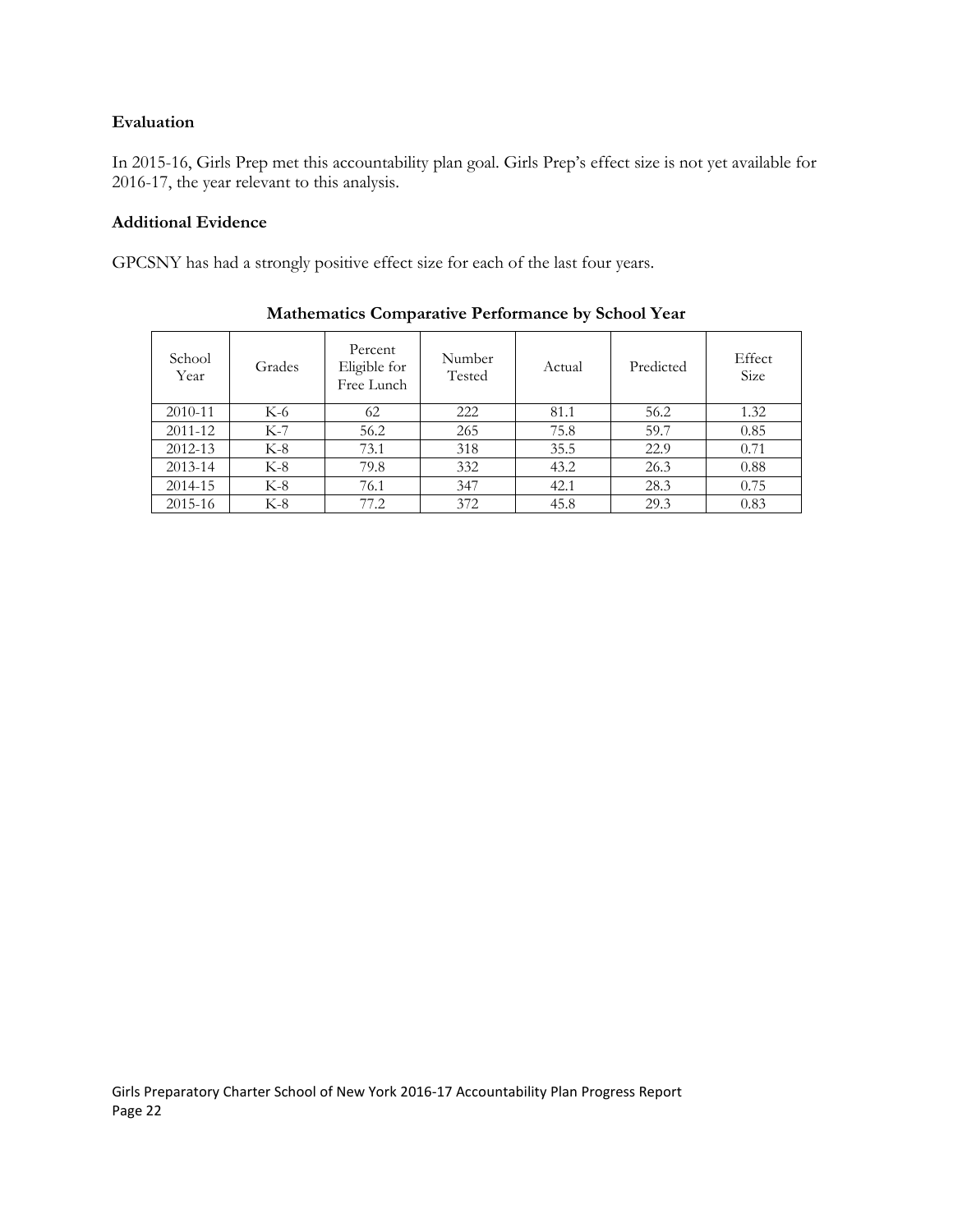**Evaluation**

In 2015-16, Girls Prep met this accountability plan goal. Girls Prep's effect size is not yet available for 2016-17, the year relevant to this analysis.

**Additional Evidence**

GPCSNY has had a strongly positive effect size for each of the last four years.

**Mathematics Comparative Performance by School Year**

| School Year | Grades | Percent Eligible for Free Lunch | Number Tested | Actual | Predicted | Effect Size |
|---|---|---|---|---|---|---|
| 2010-11 | K-6 | 62 | 222 | 81.1 | 56.2 | 1.32 |
| 2011-12 | K-7 | 56.2 | 265 | 75.8 | 59.7 | 0.85 |
| 2012-13 | K-8 | 73.1 | 318 | 35.5 | 22.9 | 0.71 |
| 2013-14 | K-8 | 79.8 | 332 | 43.2 | 26.3 | 0.88 |
| 2014-15 | K-8 | 76.1 | 347 | 42.1 | 28.3 | 0.75 |
| 2015-16 | K-8 | 77.2 | 372 | 45.8 | 29.3 | 0.83 |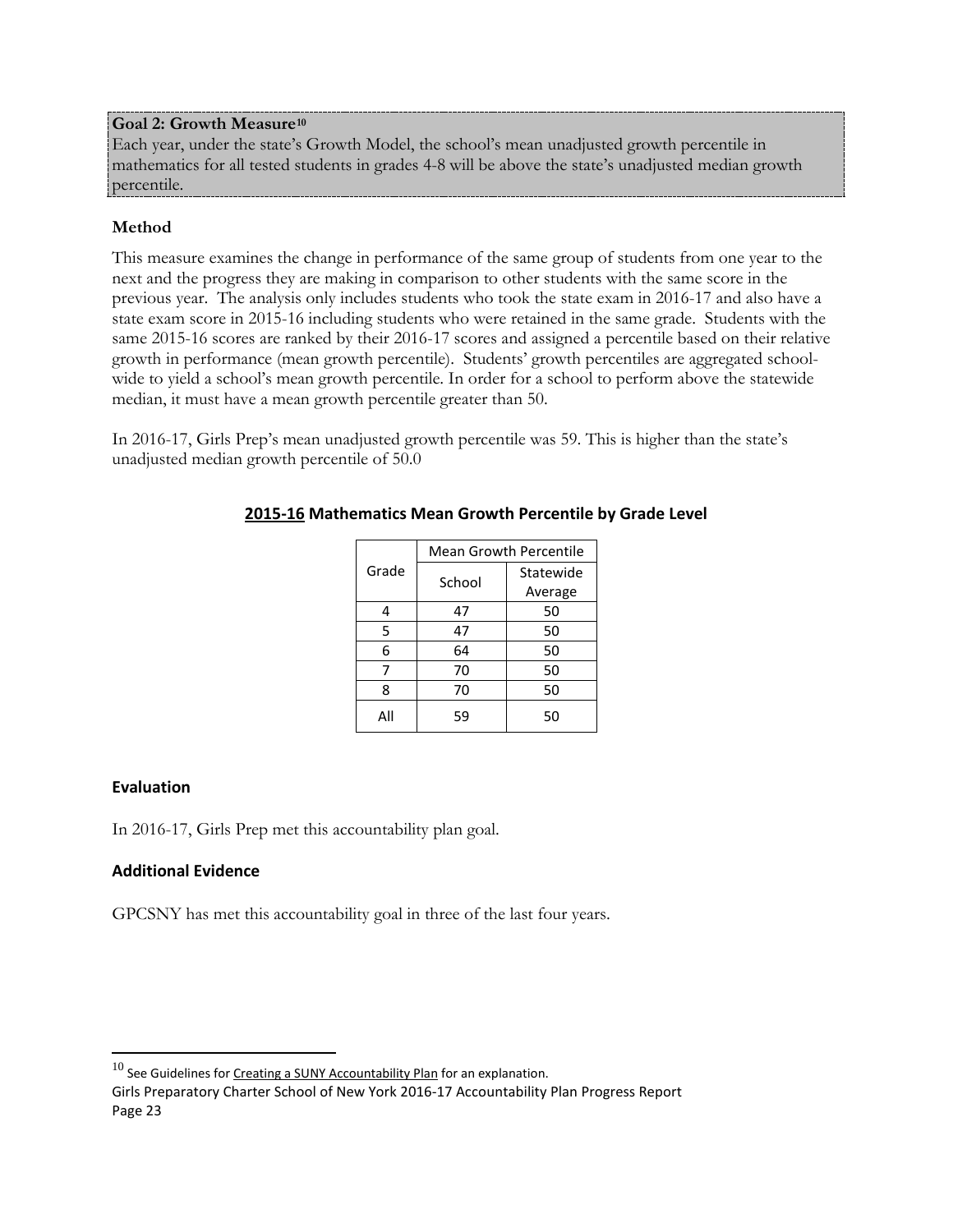**Goal 2: Growth Measure[10]**
Each year, under the state's Growth Model, the school's mean unadjusted growth percentile in mathematics for all tested students in grades 4-8 will be above the state's unadjusted median growth percentile.

### Method

This measure examines the change in performance of the same group of students from one year to the next and the progress they are making in comparison to other students with the same score in the previous year. The analysis only includes students who took the state exam in 2016-17 and also have a state exam score in 2015-16 including students who were retained in the same grade. Students with the same 2015-16 scores are ranked by their 2016-17 scores and assigned a percentile based on their relative growth in performance (mean growth percentile). Students' growth percentiles are aggregated school-wide to yield a school's mean growth percentile. In order for a school to perform above the statewide median, it must have a mean growth percentile greater than 50.

In 2016-17, Girls Prep's mean unadjusted growth percentile was 59. This is higher than the state's unadjusted median growth percentile of 50.0

**2015-16 Mathematics Mean Growth Percentile by Grade Level**

| Grade | Mean Growth Percentile | |
|---|---|---|
| | School | Statewide Average |
| 4 | 47 | 50 |
| 5 | 47 | 50 |
| 6 | 64 | 50 |
| 7 | 70 | 50 |
| 8 | 70 | 50 |
| All | 59 | 50 |

### Evaluation

In 2016-17, Girls Prep met this accountability plan goal.

### Additional Evidence

GPCSNY has met this accountability goal in three of the last four years.

[10] See Guidelines for Creating a SUNY Accountability Plan for an explanation.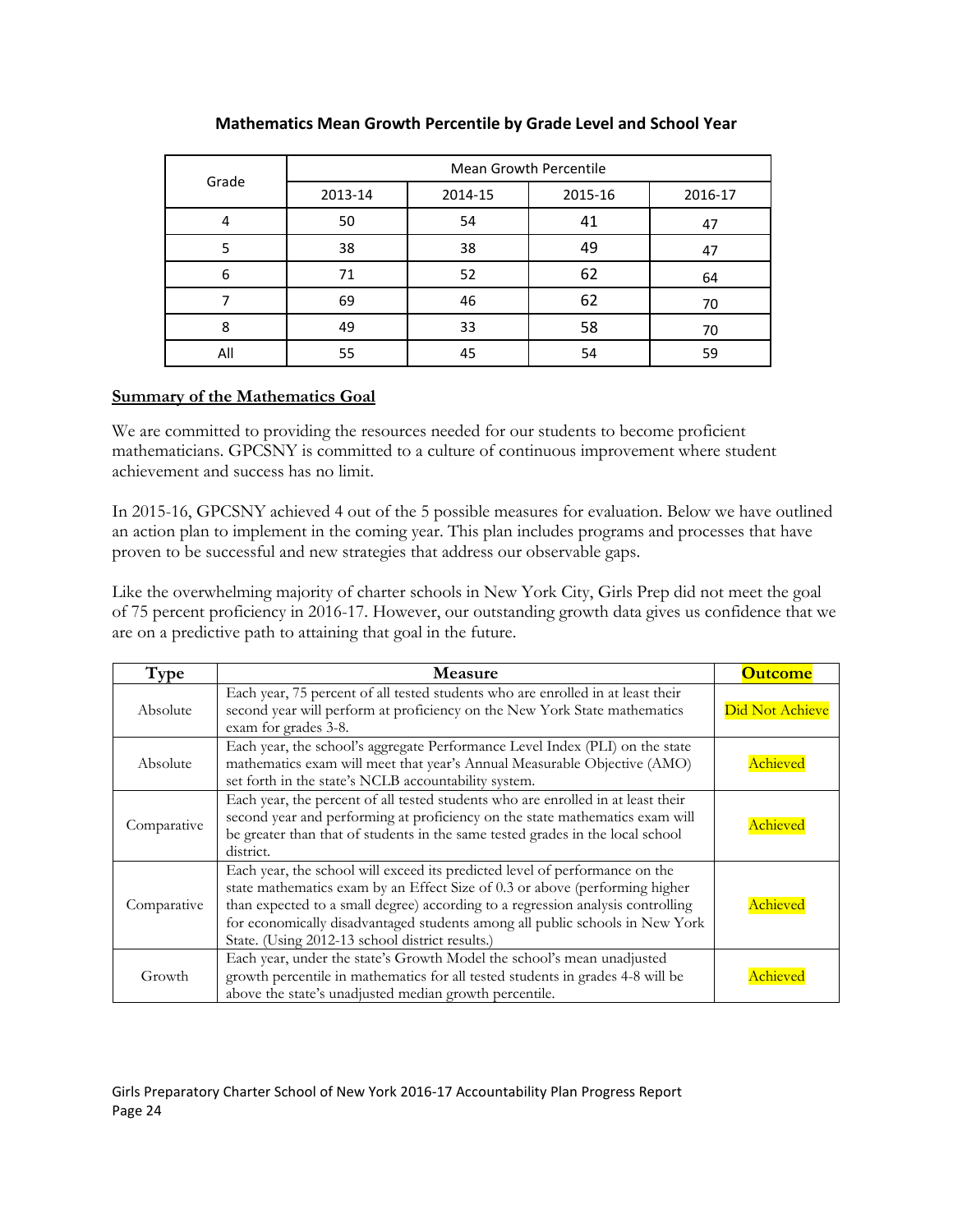**Mathematics Mean Growth Percentile by Grade Level and School Year**

| Grade | Mean Growth Percentile | | | |
|---|---|---|---|---|
| | 2013-14 | 2014-15 | 2015-16 | 2016-17 |
| 4 | 50 | 54 | 41 | 47 |
| 5 | 38 | 38 | 49 | 47 |
| 6 | 71 | 52 | 62 | 64 |
| 7 | 69 | 46 | 62 | 70 |
| 8 | 49 | 33 | 58 | 70 |
| All | 55 | 45 | 54 | 59 |

**Summary of the Mathematics Goal**

We are committed to providing the resources needed for our students to become proficient mathematicians. GPCSNY is committed to a culture of continuous improvement where student achievement and success has no limit.

In 2015-16, GPCSNY achieved 4 out of the 5 possible measures for evaluation. Below we have outlined an action plan to implement in the coming year. This plan includes programs and processes that have proven to be successful and new strategies that address our observable gaps.

Like the overwhelming majority of charter schools in New York City, Girls Prep did not meet the goal of 75 percent proficiency in 2016-17. However, our outstanding growth data gives us confidence that we are on a predictive path to attaining that goal in the future.

| Type | Measure | Outcome |
|---|---|---|
| Absolute | Each year, 75 percent of all tested students who are enrolled in at least their second year will perform at proficiency on the New York State mathematics exam for grades 3-8. | Did Not Achieve |
| Absolute | Each year, the school's aggregate Performance Level Index (PLI) on the state mathematics exam will meet that year's Annual Measurable Objective (AMO) set forth in the state's NCLB accountability system. | Achieved |
| Comparative | Each year, the percent of all tested students who are enrolled in at least their second year and performing at proficiency on the state mathematics exam will be greater than that of students in the same tested grades in the local school district. | Achieved |
| Comparative | Each year, the school will exceed its predicted level of performance on the state mathematics exam by an Effect Size of 0.3 or above (performing higher than expected to a small degree) according to a regression analysis controlling for economically disadvantaged students among all public schools in New York State. (Using 2012-13 school district results.) | Achieved |
| Growth | Each year, under the state's Growth Model the school's mean unadjusted growth percentile in mathematics for all tested students in grades 4-8 will be above the state's unadjusted median growth percentile. | Achieved |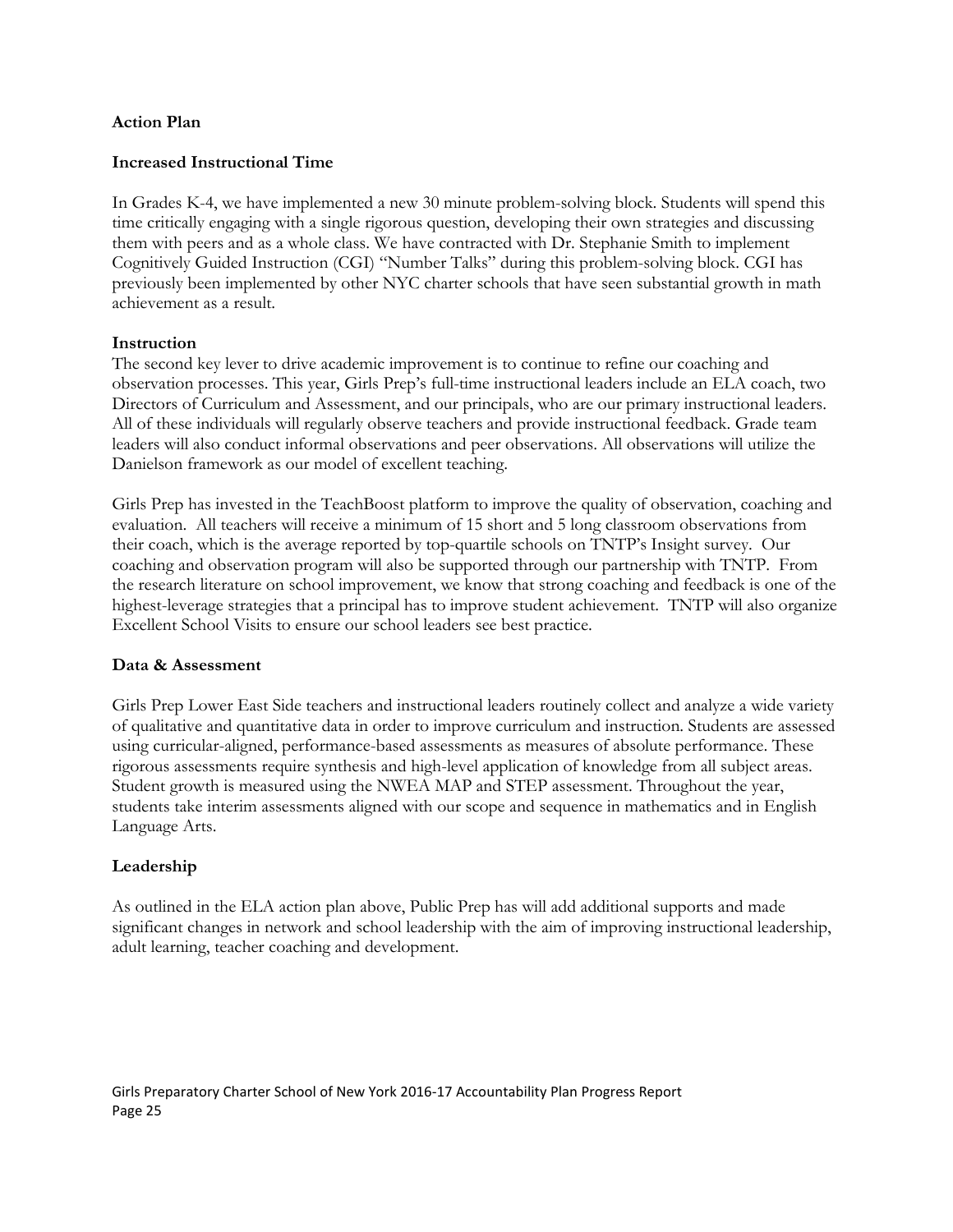**Action Plan**

**Increased Instructional Time**

In Grades K-4, we have implemented a new 30 minute problem-solving block. Students will spend this time critically engaging with a single rigorous question, developing their own strategies and discussing them with peers and as a whole class. We have contracted with Dr. Stephanie Smith to implement Cognitively Guided Instruction (CGI) "Number Talks" during this problem-solving block. CGI has previously been implemented by other NYC charter schools that have seen substantial growth in math achievement as a result.

**Instruction**

The second key lever to drive academic improvement is to continue to refine our coaching and observation processes. This year, Girls Prep's full-time instructional leaders include an ELA coach, two Directors of Curriculum and Assessment, and our principals, who are our primary instructional leaders. All of these individuals will regularly observe teachers and provide instructional feedback. Grade team leaders will also conduct informal observations and peer observations. All observations will utilize the Danielson framework as our model of excellent teaching.

Girls Prep has invested in the TeachBoost platform to improve the quality of observation, coaching and evaluation. All teachers will receive a minimum of 15 short and 5 long classroom observations from their coach, which is the average reported by top-quartile schools on TNTP's Insight survey. Our coaching and observation program will also be supported through our partnership with TNTP. From the research literature on school improvement, we know that strong coaching and feedback is one of the highest-leverage strategies that a principal has to improve student achievement. TNTP will also organize Excellent School Visits to ensure our school leaders see best practice.

**Data & Assessment**

Girls Prep Lower East Side teachers and instructional leaders routinely collect and analyze a wide variety of qualitative and quantitative data in order to improve curriculum and instruction. Students are assessed using curricular-aligned, performance-based assessments as measures of absolute performance. These rigorous assessments require synthesis and high-level application of knowledge from all subject areas. Student growth is measured using the NWEA MAP and STEP assessment. Throughout the year, students take interim assessments aligned with our scope and sequence in mathematics and in English Language Arts.

**Leadership**

As outlined in the ELA action plan above, Public Prep has will add additional supports and made significant changes in network and school leadership with the aim of improving instructional leadership, adult learning, teacher coaching and development.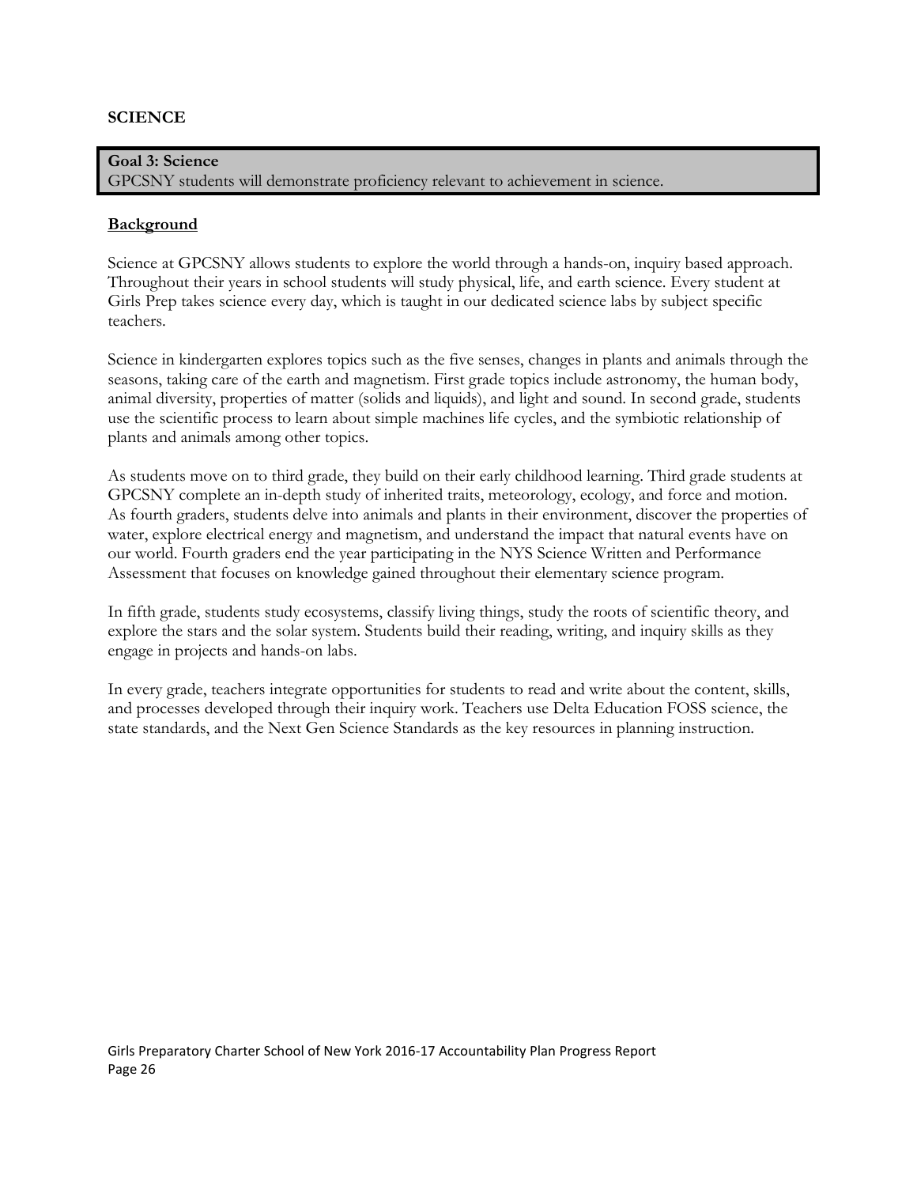## SCIENCE

**Goal 3: Science**
GPCSNY students will demonstrate proficiency relevant to achievement in science.

### Background

Science at GPCSNY allows students to explore the world through a hands-on, inquiry based approach. Throughout their years in school students will study physical, life, and earth science. Every student at Girls Prep takes science every day, which is taught in our dedicated science labs by subject specific teachers.

Science in kindergarten explores topics such as the five senses, changes in plants and animals through the seasons, taking care of the earth and magnetism. First grade topics include astronomy, the human body, animal diversity, properties of matter (solids and liquids), and light and sound. In second grade, students use the scientific process to learn about simple machines life cycles, and the symbiotic relationship of plants and animals among other topics.

As students move on to third grade, they build on their early childhood learning. Third grade students at GPCSNY complete an in-depth study of inherited traits, meteorology, ecology, and force and motion. As fourth graders, students delve into animals and plants in their environment, discover the properties of water, explore electrical energy and magnetism, and understand the impact that natural events have on our world. Fourth graders end the year participating in the NYS Science Written and Performance Assessment that focuses on knowledge gained throughout their elementary science program.

In fifth grade, students study ecosystems, classify living things, study the roots of scientific theory, and explore the stars and the solar system. Students build their reading, writing, and inquiry skills as they engage in projects and hands-on labs.

In every grade, teachers integrate opportunities for students to read and write about the content, skills, and processes developed through their inquiry work. Teachers use Delta Education FOSS science, the state standards, and the Next Gen Science Standards as the key resources in planning instruction.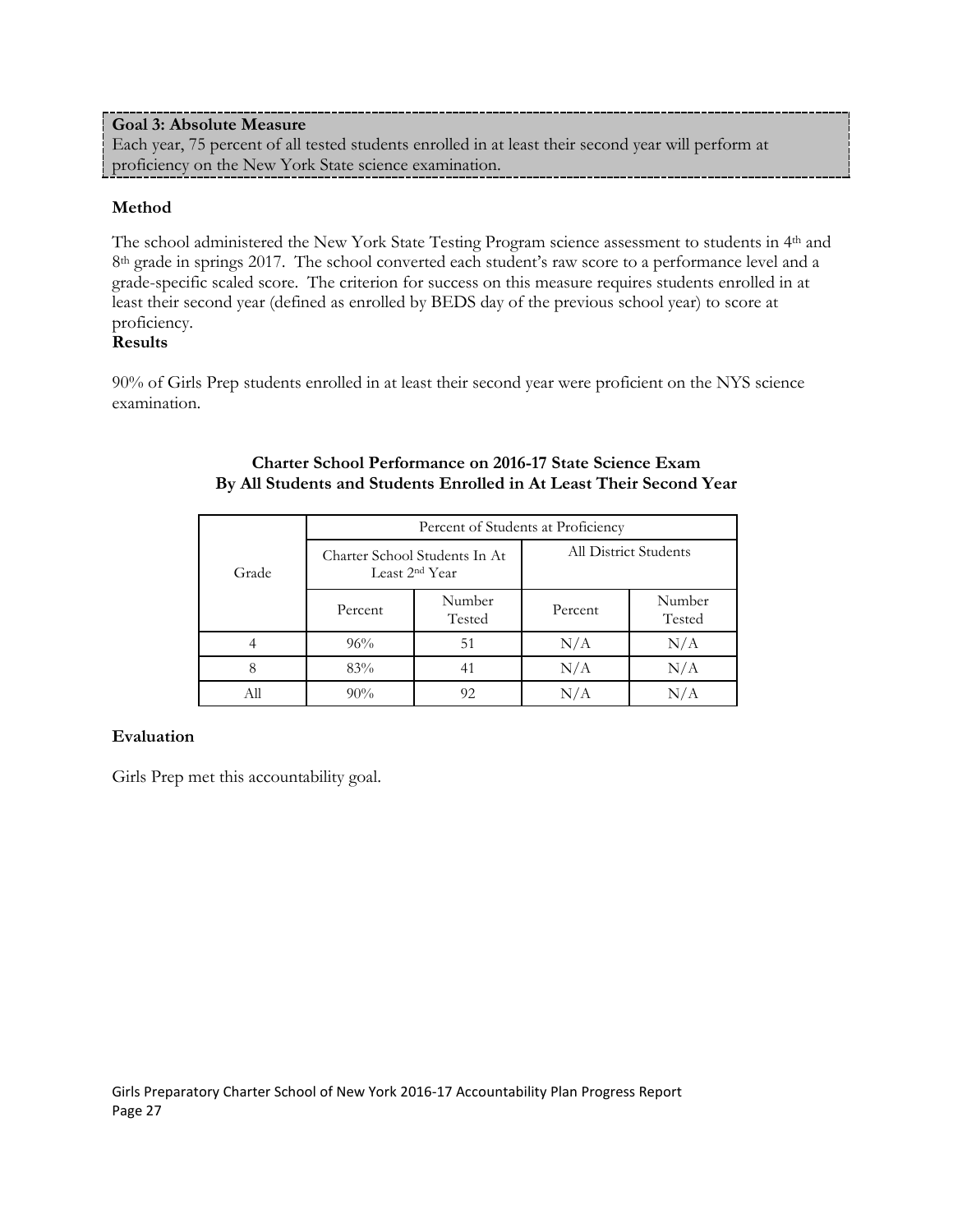**Goal 3: Absolute Measure**
Each year, 75 percent of all tested students enrolled in at least their second year will perform at proficiency on the New York State science examination.

### Method

The school administered the New York State Testing Program science assessment to students in 4th and 8th grade in springs 2017. The school converted each student's raw score to a performance level and a grade-specific scaled score. The criterion for success on this measure requires students enrolled in at least their second year (defined as enrolled by BEDS day of the previous school year) to score at proficiency.

### Results

90% of Girls Prep students enrolled in at least their second year were proficient on the NYS science examination.

**Charter School Performance on 2016-17 State Science Exam**
**By All Students and Students Enrolled in At Least Their Second Year**

| Grade | Percent of Students at Proficiency | | | |
|---|---|---|---|---|
| | Charter School Students In At Least 2nd Year | | All District Students | |
| | Percent | Number Tested | Percent | Number Tested |
| 4 | 96% | 51 | N/A | N/A |
| 8 | 83% | 41 | N/A | N/A |
| All | 90% | 92 | N/A | N/A |

### Evaluation

Girls Prep met this accountability goal.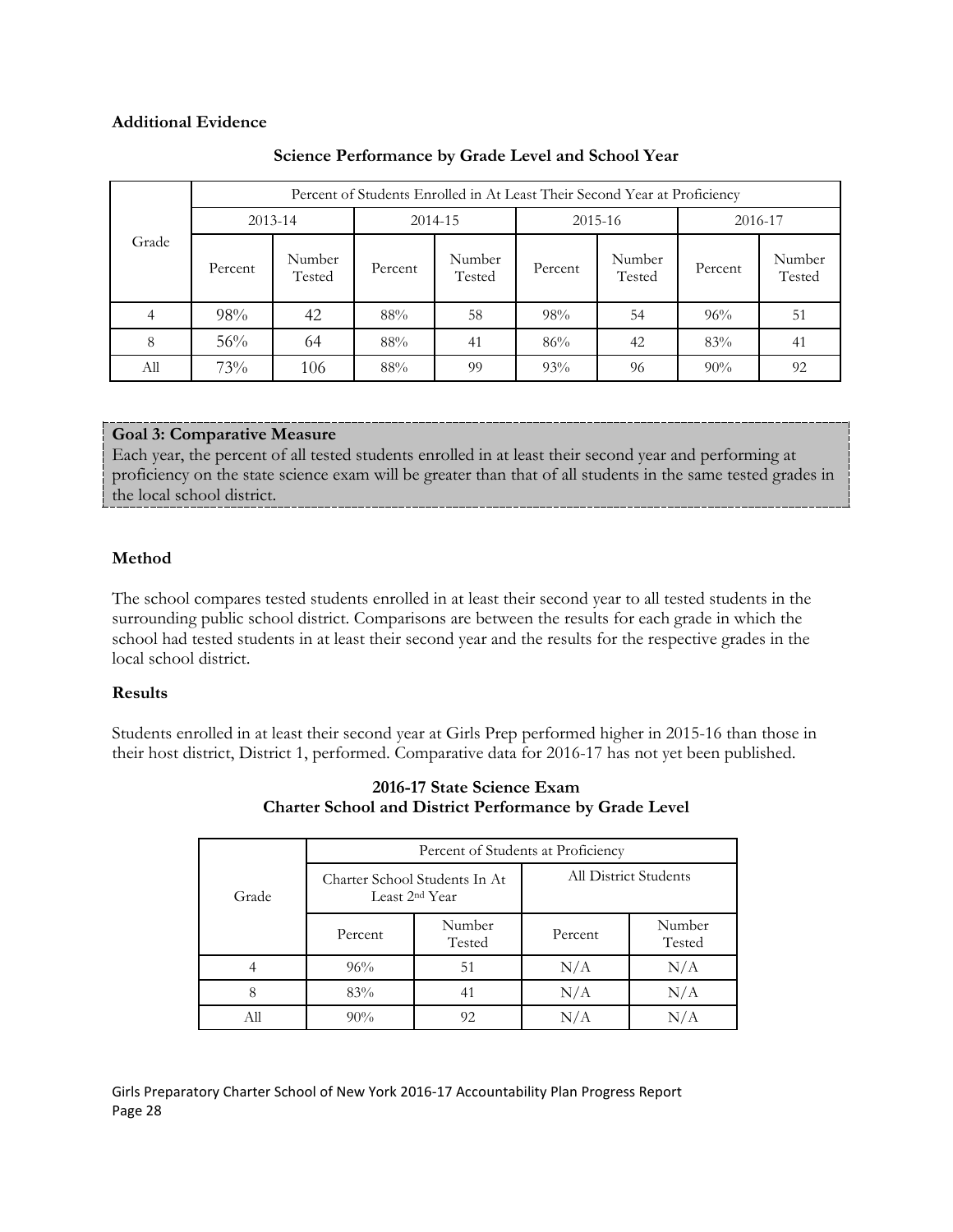**Additional Evidence**

**Science Performance by Grade Level and School Year**

| Grade | Percent of Students Enrolled in At Least Their Second Year at Proficiency | | | | | | | |
|---|---|---|---|---|---|---|---|---|
| | 2013-14 | | 2014-15 | | 2015-16 | | 2016-17 | |
| | Percent | Number Tested | Percent | Number Tested | Percent | Number Tested | Percent | Number Tested |
| 4 | 98% | 42 | 88% | 58 | 98% | 54 | 96% | 51 |
| 8 | 56% | 64 | 88% | 41 | 86% | 42 | 83% | 41 |
| All | 73% | 106 | 88% | 99 | 93% | 96 | 90% | 92 |

**Goal 3: Comparative Measure**
Each year, the percent of all tested students enrolled in at least their second year and performing at proficiency on the state science exam will be greater than that of all students in the same tested grades in the local school district.

**Method**

The school compares tested students enrolled in at least their second year to all tested students in the surrounding public school district. Comparisons are between the results for each grade in which the school had tested students in at least their second year and the results for the respective grades in the local school district.

**Results**

Students enrolled in at least their second year at Girls Prep performed higher in 2015-16 than those in their host district, District 1, performed. Comparative data for 2016-17 has not yet been published.

**2016-17 State Science Exam**
**Charter School and District Performance by Grade Level**

| Grade | Percent of Students at Proficiency | | | |
|---|---|---|---|---|
| | Charter School Students In At Least 2nd Year | | All District Students | |
| | Percent | Number Tested | Percent | Number Tested |
| 4 | 96% | 51 | N/A | N/A |
| 8 | 83% | 41 | N/A | N/A |
| All | 90% | 92 | N/A | N/A |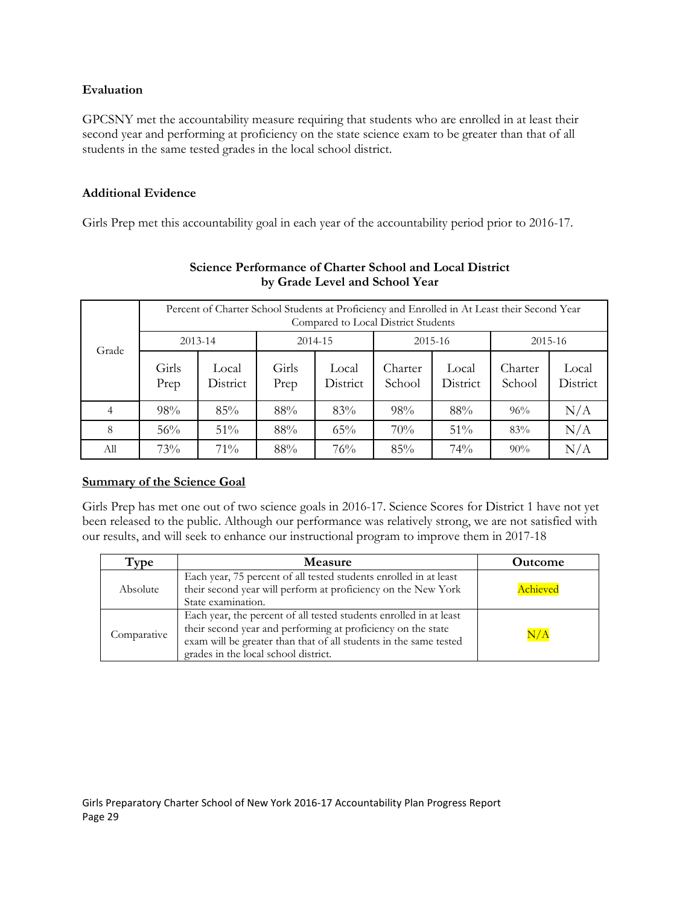**Evaluation**

GPCSNY met the accountability measure requiring that students who are enrolled in at least their second year and performing at proficiency on the state science exam to be greater than that of all students in the same tested grades in the local school district.

**Additional Evidence**

Girls Prep met this accountability goal in each year of the accountability period prior to 2016-17.

**Science Performance of Charter School and Local District by Grade Level and School Year**

| Grade | Percent of Charter School Students at Proficiency and Enrolled in At Least their Second Year Compared to Local District Students | | | | | | | |
|---|---|---|---|---|---|---|---|---|
| | 2013-14 | | 2014-15 | | 2015-16 | | 2015-16 | |
| | Girls Prep | Local District | Girls Prep | Local District | Charter School | Local District | Charter School | Local District |
| 4 | 98% | 85% | 88% | 83% | 98% | 88% | 96% | N/A |
| 8 | 56% | 51% | 88% | 65% | 70% | 51% | 83% | N/A |
| All | 73% | 71% | 88% | 76% | 85% | 74% | 90% | N/A |

**Summary of the Science Goal**

Girls Prep has met one out of two science goals in 2016-17. Science Scores for District 1 have not yet been released to the public. Although our performance was relatively strong, we are not satisfied with our results, and will seek to enhance our instructional program to improve them in 2017-18

| Type | Measure | Outcome |
|---|---|---|
| Absolute | Each year, 75 percent of all tested students enrolled in at least their second year will perform at proficiency on the New York State examination. | Achieved |
| Comparative | Each year, the percent of all tested students enrolled in at least their second year and performing at proficiency on the state exam will be greater than that of all students in the same tested grades in the local school district. | N/A |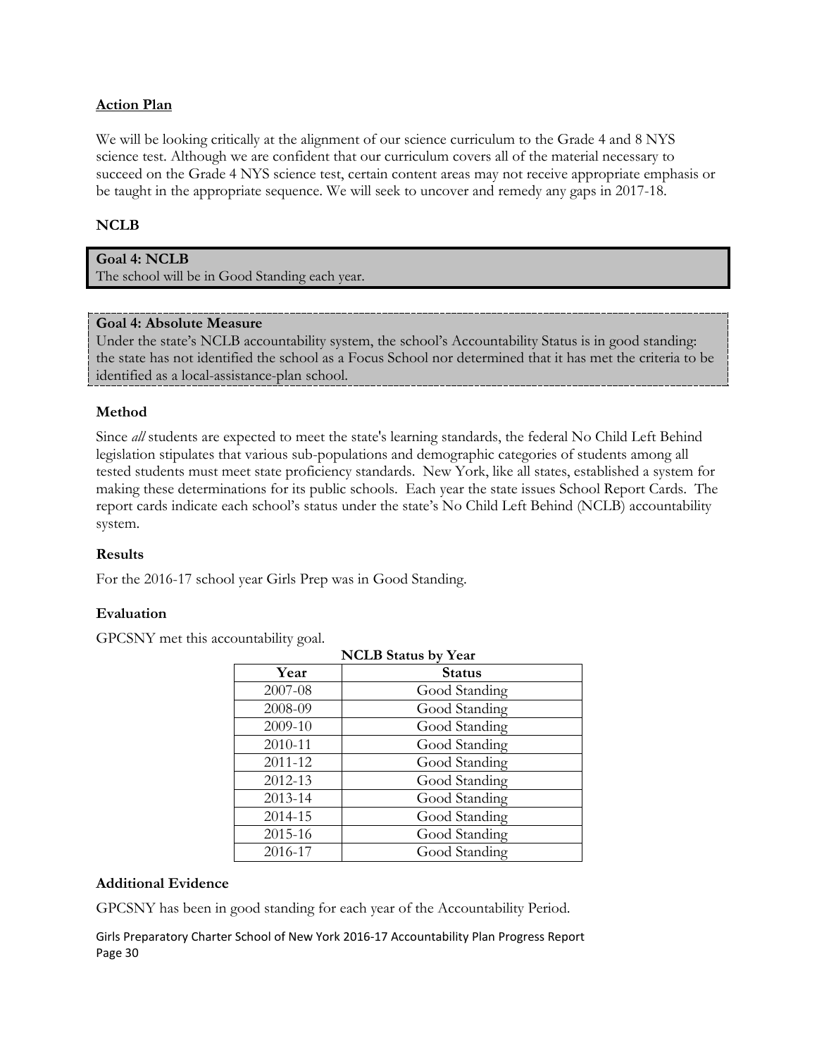### Action Plan

We will be looking critically at the alignment of our science curriculum to the Grade 4 and 8 NYS science test. Although we are confident that our curriculum covers all of the material necessary to succeed on the Grade 4 NYS science test, certain content areas may not receive appropriate emphasis or be taught in the appropriate sequence. We will seek to uncover and remedy any gaps in 2017-18.

## NCLB

**Goal 4: NCLB**
The school will be in Good Standing each year.

**Goal 4: Absolute Measure**
Under the state's NCLB accountability system, the school's Accountability Status is in good standing: the state has not identified the school as a Focus School nor determined that it has met the criteria to be identified as a local-assistance-plan school.

### Method

Since *all* students are expected to meet the state's learning standards, the federal No Child Left Behind legislation stipulates that various sub-populations and demographic categories of students among all tested students must meet state proficiency standards. New York, like all states, established a system for making these determinations for its public schools. Each year the state issues School Report Cards. The report cards indicate each school's status under the state's No Child Left Behind (NCLB) accountability system.

### Results

For the 2016-17 school year Girls Prep was in Good Standing.

### Evaluation

GPCSNY met this accountability goal.

**NCLB Status by Year**

| Year | Status |
|---|---|
| 2007-08 | Good Standing |
| 2008-09 | Good Standing |
| 2009-10 | Good Standing |
| 2010-11 | Good Standing |
| 2011-12 | Good Standing |
| 2012-13 | Good Standing |
| 2013-14 | Good Standing |
| 2014-15 | Good Standing |
| 2015-16 | Good Standing |
| 2016-17 | Good Standing |

### Additional Evidence

GPCSNY has been in good standing for each year of the Accountability Period.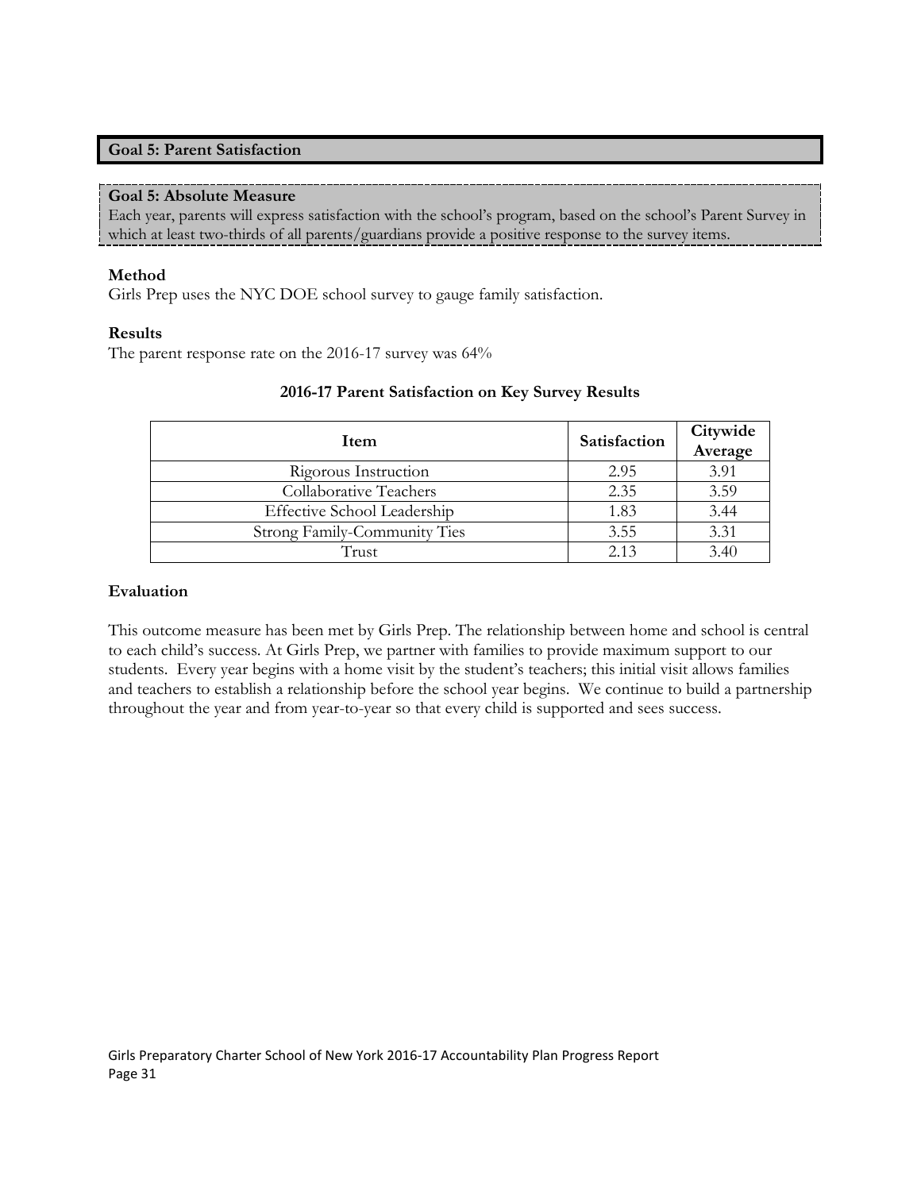## Goal 5: Parent Satisfaction

**Goal 5: Absolute Measure**

Each year, parents will express satisfaction with the school's program, based on the school's Parent Survey in which at least two-thirds of all parents/guardians provide a positive response to the survey items.

**Method**

Girls Prep uses the NYC DOE school survey to gauge family satisfaction.

**Results**

The parent response rate on the 2016-17 survey was 64%

**2016-17 Parent Satisfaction on Key Survey Results**

| Item | Satisfaction | Citywide Average |
|---|---|---|
| Rigorous Instruction | 2.95 | 3.91 |
| Collaborative Teachers | 2.35 | 3.59 |
| Effective School Leadership | 1.83 | 3.44 |
| Strong Family-Community Ties | 3.55 | 3.31 |
| Trust | 2.13 | 3.40 |

**Evaluation**

This outcome measure has been met by Girls Prep. The relationship between home and school is central to each child's success. At Girls Prep, we partner with families to provide maximum support to our students. Every year begins with a home visit by the student's teachers; this initial visit allows families and teachers to establish a relationship before the school year begins. We continue to build a partnership throughout the year and from year-to-year so that every child is supported and sees success.